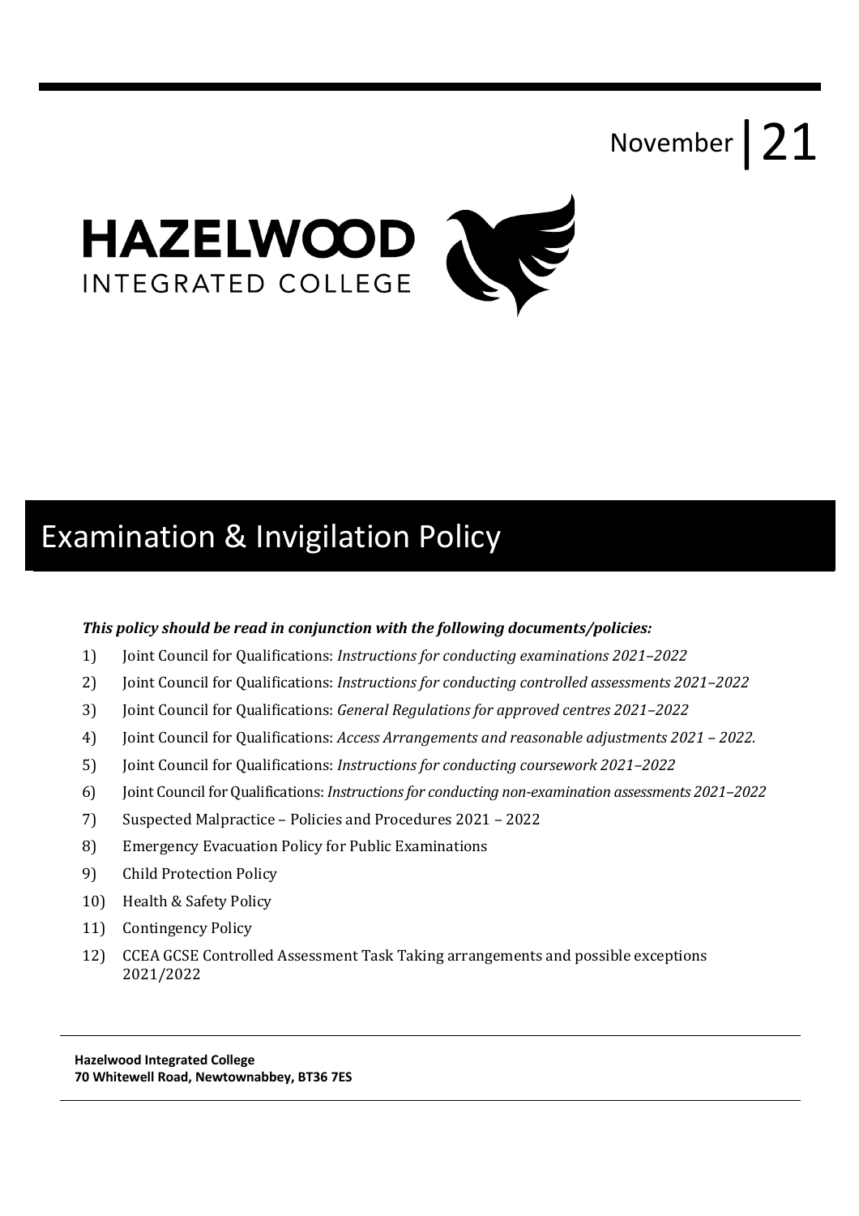November | 21

HAZELWOOD
INTEGRATED COLLEGE

# Examination & Invigilation Policy

***This policy should be read in conjunction with the following documents/policies:***

1) Joint Council for Qualifications: *Instructions for conducting examinations 2021–2022*
2) Joint Council for Qualifications: *Instructions for conducting controlled assessments 2021–2022*
3) Joint Council for Qualifications: *General Regulations for approved centres 2021–2022*
4) Joint Council for Qualifications: *Access Arrangements and reasonable adjustments 2021 – 2022.*
5) Joint Council for Qualifications: *Instructions for conducting coursework 2021–2022*
6) Joint Council for Qualifications: *Instructions for conducting non-examination assessments 2021–2022*
7) Suspected Malpractice – Policies and Procedures 2021 – 2022
8) Emergency Evacuation Policy for Public Examinations
9) Child Protection Policy
10) Health & Safety Policy
11) Contingency Policy
12) CCEA GCSE Controlled Assessment Task Taking arrangements and possible exceptions 2021/2022

**Hazelwood Integrated College**
**70 Whitewell Road, Newtownabbey, BT36 7ES**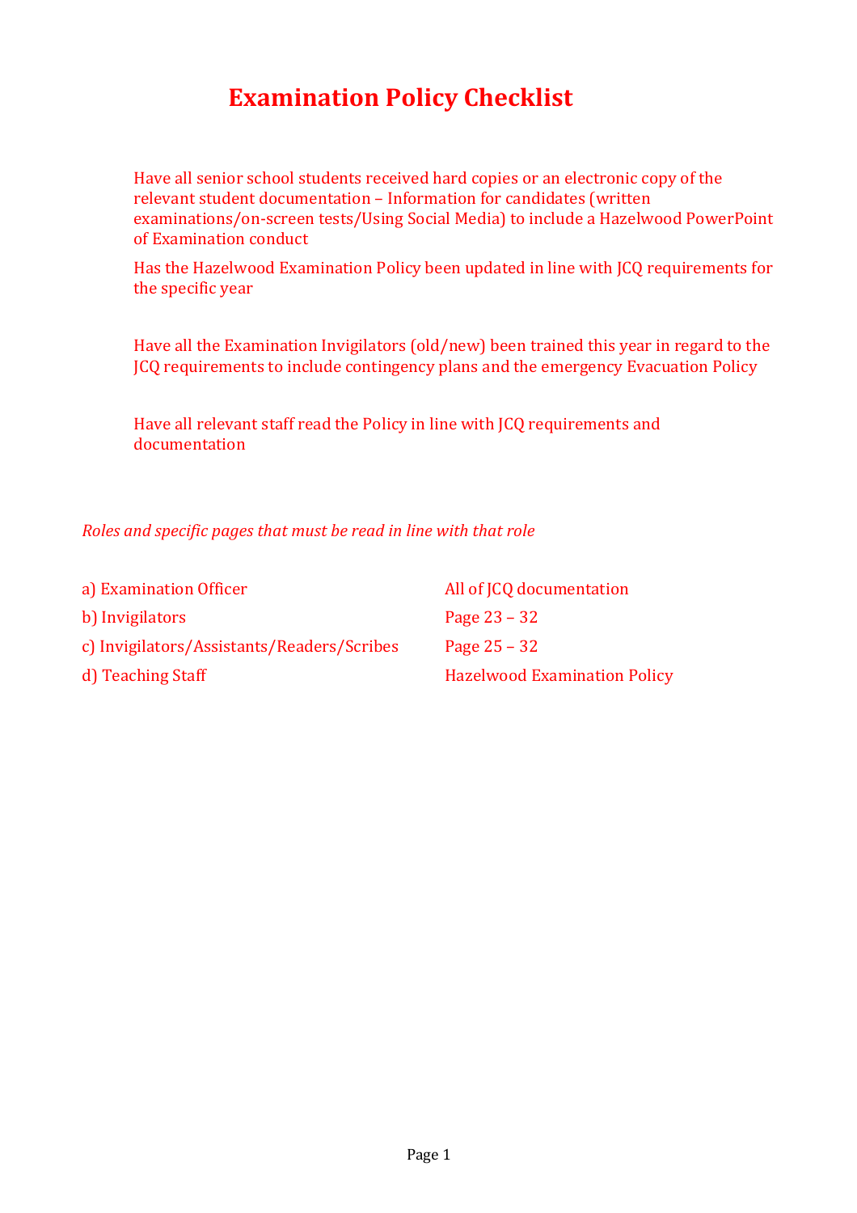# Examination Policy Checklist

Have all senior school students received hard copies or an electronic copy of the relevant student documentation – Information for candidates (written examinations/on-screen tests/Using Social Media) to include a Hazelwood PowerPoint of Examination conduct

Has the Hazelwood Examination Policy been updated in line with JCQ requirements for the specific year

Have all the Examination Invigilators (old/new) been trained this year in regard to the JCQ requirements to include contingency plans and the emergency Evacuation Policy

Have all relevant staff read the Policy in line with JCQ requirements and documentation

*Roles and specific pages that must be read in line with that role*

| | |
|---|---|
| a) Examination Officer | All of JCQ documentation |
| b) Invigilators | Page 23 – 32 |
| c) Invigilators/Assistants/Readers/Scribes | Page 25 – 32 |
| d) Teaching Staff | Hazelwood Examination Policy |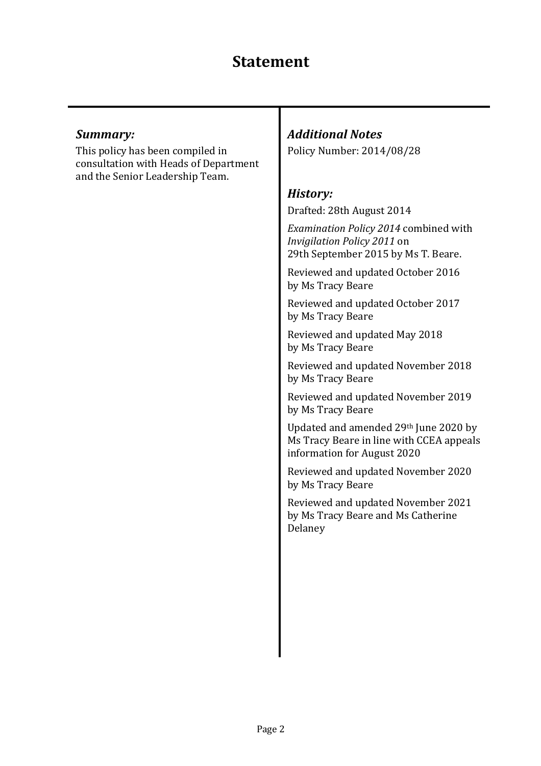# Statement

### *Summary:*

This policy has been compiled in consultation with Heads of Department and the Senior Leadership Team.

### *Additional Notes*

Policy Number: 2014/08/28

### *History:*

Drafted: 28th August 2014

*Examination Policy 2014* combined with *Invigilation Policy 2011* on 29th September 2015 by Ms T. Beare.

Reviewed and updated October 2016 by Ms Tracy Beare

Reviewed and updated October 2017 by Ms Tracy Beare

Reviewed and updated May 2018 by Ms Tracy Beare

Reviewed and updated November 2018 by Ms Tracy Beare

Reviewed and updated November 2019 by Ms Tracy Beare

Updated and amended 29th June 2020 by Ms Tracy Beare in line with CCEA appeals information for August 2020

Reviewed and updated November 2020 by Ms Tracy Beare

Reviewed and updated November 2021 by Ms Tracy Beare and Ms Catherine Delaney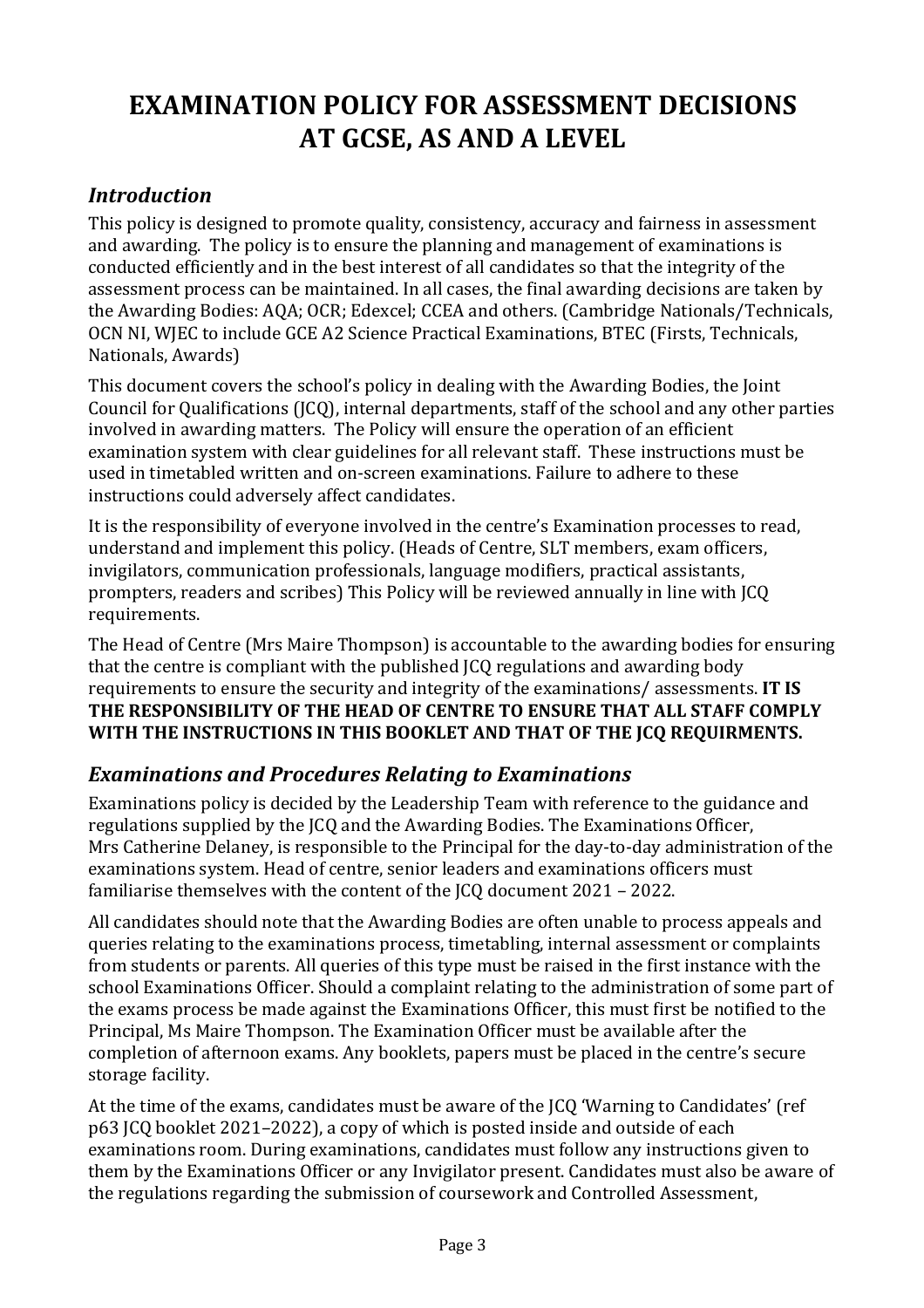# EXAMINATION POLICY FOR ASSESSMENT DECISIONS AT GCSE, AS AND A LEVEL

## *Introduction*

This policy is designed to promote quality, consistency, accuracy and fairness in assessment and awarding. The policy is to ensure the planning and management of examinations is conducted efficiently and in the best interest of all candidates so that the integrity of the assessment process can be maintained. In all cases, the final awarding decisions are taken by the Awarding Bodies: AQA; OCR; Edexcel; CCEA and others. (Cambridge Nationals/Technicals, OCN NI, WJEC to include GCE A2 Science Practical Examinations, BTEC (Firsts, Technicals, Nationals, Awards)

This document covers the school's policy in dealing with the Awarding Bodies, the Joint Council for Qualifications (JCQ), internal departments, staff of the school and any other parties involved in awarding matters. The Policy will ensure the operation of an efficient examination system with clear guidelines for all relevant staff. These instructions must be used in timetabled written and on-screen examinations. Failure to adhere to these instructions could adversely affect candidates.

It is the responsibility of everyone involved in the centre's Examination processes to read, understand and implement this policy. (Heads of Centre, SLT members, exam officers, invigilators, communication professionals, language modifiers, practical assistants, prompters, readers and scribes) This Policy will be reviewed annually in line with JCQ requirements.

The Head of Centre (Mrs Maire Thompson) is accountable to the awarding bodies for ensuring that the centre is compliant with the published JCQ regulations and awarding body requirements to ensure the security and integrity of the examinations/ assessments. **IT IS THE RESPONSIBILITY OF THE HEAD OF CENTRE TO ENSURE THAT ALL STAFF COMPLY WITH THE INSTRUCTIONS IN THIS BOOKLET AND THAT OF THE JCQ REQUIRMENTS.**

## *Examinations and Procedures Relating to Examinations*

Examinations policy is decided by the Leadership Team with reference to the guidance and regulations supplied by the JCQ and the Awarding Bodies. The Examinations Officer, Mrs Catherine Delaney, is responsible to the Principal for the day-to-day administration of the examinations system. Head of centre, senior leaders and examinations officers must familiarise themselves with the content of the JCQ document 2021 – 2022.

All candidates should note that the Awarding Bodies are often unable to process appeals and queries relating to the examinations process, timetabling, internal assessment or complaints from students or parents. All queries of this type must be raised in the first instance with the school Examinations Officer. Should a complaint relating to the administration of some part of the exams process be made against the Examinations Officer, this must first be notified to the Principal, Ms Maire Thompson. The Examination Officer must be available after the completion of afternoon exams. Any booklets, papers must be placed in the centre's secure storage facility.

At the time of the exams, candidates must be aware of the JCQ 'Warning to Candidates' (ref p63 JCQ booklet 2021–2022), a copy of which is posted inside and outside of each examinations room. During examinations, candidates must follow any instructions given to them by the Examinations Officer or any Invigilator present. Candidates must also be aware of the regulations regarding the submission of coursework and Controlled Assessment,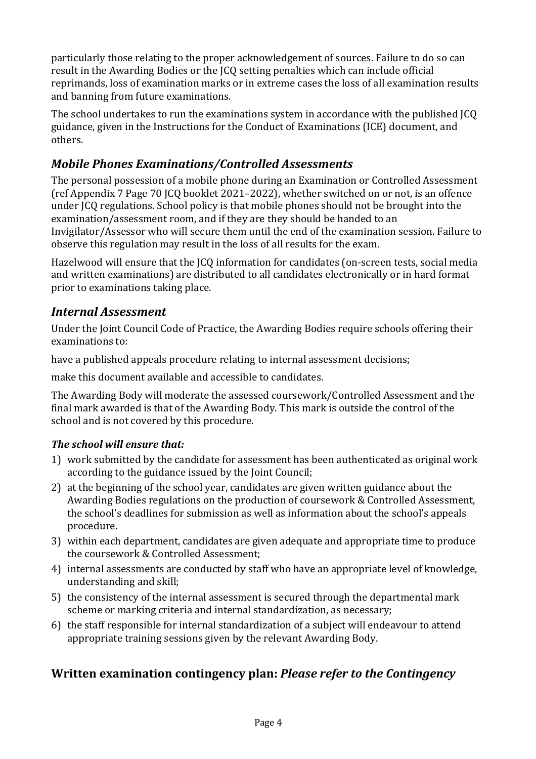particularly those relating to the proper acknowledgement of sources. Failure to do so can result in the Awarding Bodies or the JCQ setting penalties which can include official reprimands, loss of examination marks or in extreme cases the loss of all examination results and banning from future examinations.

The school undertakes to run the examinations system in accordance with the published JCQ guidance, given in the Instructions for the Conduct of Examinations (ICE) document, and others.

## *Mobile Phones Examinations/Controlled Assessments*

The personal possession of a mobile phone during an Examination or Controlled Assessment (ref Appendix 7 Page 70 JCQ booklet 2021–2022), whether switched on or not, is an offence under JCQ regulations. School policy is that mobile phones should not be brought into the examination/assessment room, and if they are they should be handed to an Invigilator/Assessor who will secure them until the end of the examination session. Failure to observe this regulation may result in the loss of all results for the exam.

Hazelwood will ensure that the JCQ information for candidates (on-screen tests, social media and written examinations) are distributed to all candidates electronically or in hard format prior to examinations taking place.

## *Internal Assessment*

Under the Joint Council Code of Practice, the Awarding Bodies require schools offering their examinations to:

have a published appeals procedure relating to internal assessment decisions;

make this document available and accessible to candidates.

The Awarding Body will moderate the assessed coursework/Controlled Assessment and the final mark awarded is that of the Awarding Body. This mark is outside the control of the school and is not covered by this procedure.

### *The school will ensure that:*

1) work submitted by the candidate for assessment has been authenticated as original work according to the guidance issued by the Joint Council;
2) at the beginning of the school year, candidates are given written guidance about the Awarding Bodies regulations on the production of coursework & Controlled Assessment, the school's deadlines for submission as well as information about the school's appeals procedure.
3) within each department, candidates are given adequate and appropriate time to produce the coursework & Controlled Assessment;
4) internal assessments are conducted by staff who have an appropriate level of knowledge, understanding and skill;
5) the consistency of the internal assessment is secured through the departmental mark scheme or marking criteria and internal standardization, as necessary;
6) the staff responsible for internal standardization of a subject will endeavour to attend appropriate training sessions given by the relevant Awarding Body.

## **Written examination contingency plan:** *Please refer to the Contingency*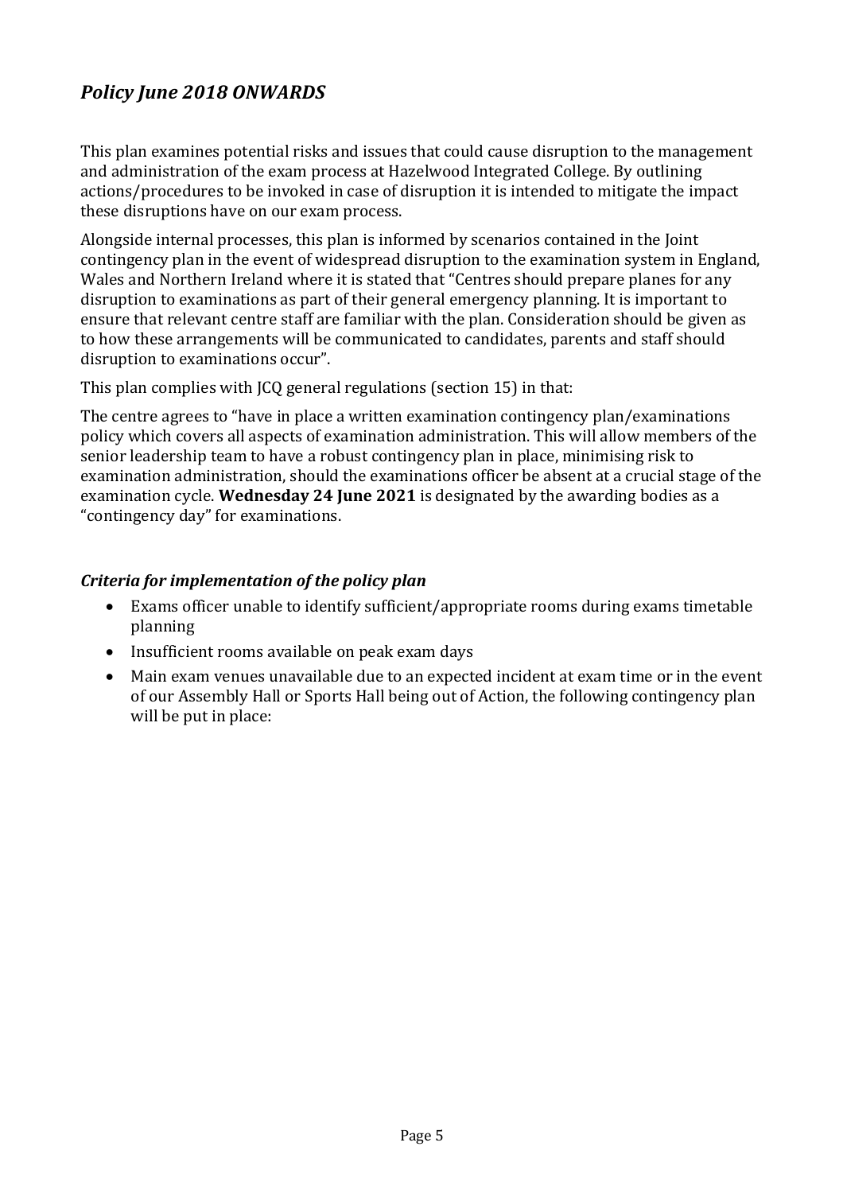## *Policy June 2018 ONWARDS*

This plan examines potential risks and issues that could cause disruption to the management and administration of the exam process at Hazelwood Integrated College. By outlining actions/procedures to be invoked in case of disruption it is intended to mitigate the impact these disruptions have on our exam process.

Alongside internal processes, this plan is informed by scenarios contained in the Joint contingency plan in the event of widespread disruption to the examination system in England, Wales and Northern Ireland where it is stated that "Centres should prepare planes for any disruption to examinations as part of their general emergency planning. It is important to ensure that relevant centre staff are familiar with the plan. Consideration should be given as to how these arrangements will be communicated to candidates, parents and staff should disruption to examinations occur".

This plan complies with JCQ general regulations (section 15) in that:

The centre agrees to "have in place a written examination contingency plan/examinations policy which covers all aspects of examination administration. This will allow members of the senior leadership team to have a robust contingency plan in place, minimising risk to examination administration, should the examinations officer be absent at a crucial stage of the examination cycle. **Wednesday 24 June 2021** is designated by the awarding bodies as a "contingency day" for examinations.

### *Criteria for implementation of the policy plan*

- Exams officer unable to identify sufficient/appropriate rooms during exams timetable planning
- Insufficient rooms available on peak exam days
- Main exam venues unavailable due to an expected incident at exam time or in the event of our Assembly Hall or Sports Hall being out of Action, the following contingency plan will be put in place: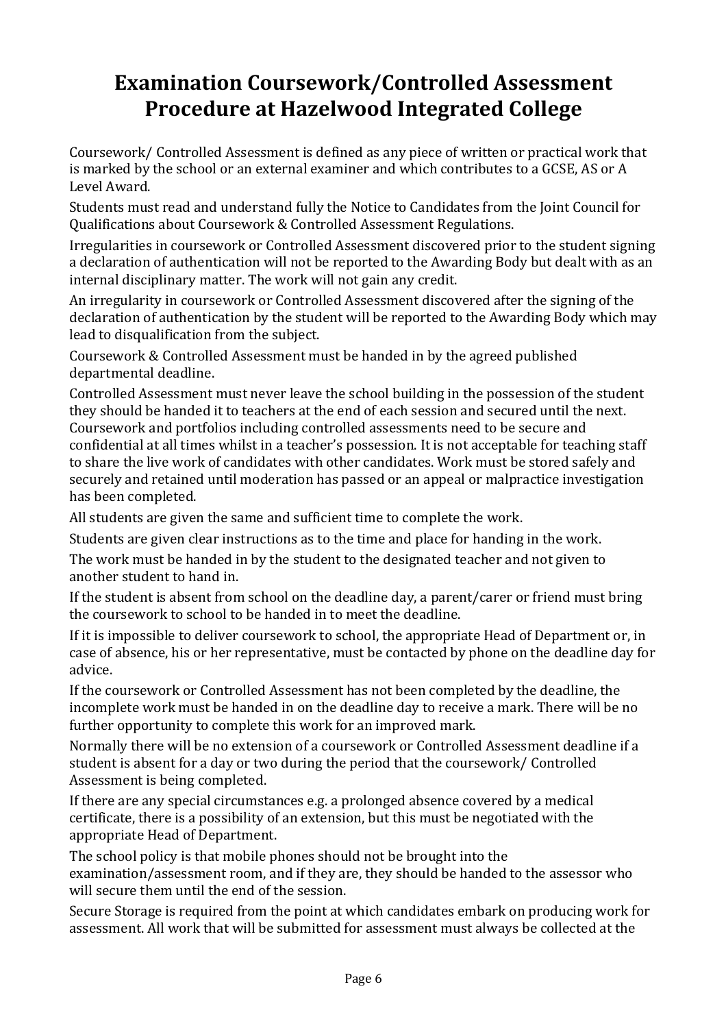# Examination Coursework/Controlled Assessment Procedure at Hazelwood Integrated College

Coursework/ Controlled Assessment is defined as any piece of written or practical work that is marked by the school or an external examiner and which contributes to a GCSE, AS or A Level Award.

Students must read and understand fully the Notice to Candidates from the Joint Council for Qualifications about Coursework & Controlled Assessment Regulations.

Irregularities in coursework or Controlled Assessment discovered prior to the student signing a declaration of authentication will not be reported to the Awarding Body but dealt with as an internal disciplinary matter. The work will not gain any credit.

An irregularity in coursework or Controlled Assessment discovered after the signing of the declaration of authentication by the student will be reported to the Awarding Body which may lead to disqualification from the subject.

Coursework & Controlled Assessment must be handed in by the agreed published departmental deadline.

Controlled Assessment must never leave the school building in the possession of the student they should be handed it to teachers at the end of each session and secured until the next. Coursework and portfolios including controlled assessments need to be secure and confidential at all times whilst in a teacher's possession. It is not acceptable for teaching staff to share the live work of candidates with other candidates. Work must be stored safely and securely and retained until moderation has passed or an appeal or malpractice investigation has been completed.

All students are given the same and sufficient time to complete the work.

Students are given clear instructions as to the time and place for handing in the work.

The work must be handed in by the student to the designated teacher and not given to another student to hand in.

If the student is absent from school on the deadline day, a parent/carer or friend must bring the coursework to school to be handed in to meet the deadline.

If it is impossible to deliver coursework to school, the appropriate Head of Department or, in case of absence, his or her representative, must be contacted by phone on the deadline day for advice.

If the coursework or Controlled Assessment has not been completed by the deadline, the incomplete work must be handed in on the deadline day to receive a mark. There will be no further opportunity to complete this work for an improved mark.

Normally there will be no extension of a coursework or Controlled Assessment deadline if a student is absent for a day or two during the period that the coursework/ Controlled Assessment is being completed.

If there are any special circumstances e.g. a prolonged absence covered by a medical certificate, there is a possibility of an extension, but this must be negotiated with the appropriate Head of Department.

The school policy is that mobile phones should not be brought into the examination/assessment room, and if they are, they should be handed to the assessor who will secure them until the end of the session.

Secure Storage is required from the point at which candidates embark on producing work for assessment. All work that will be submitted for assessment must always be collected at the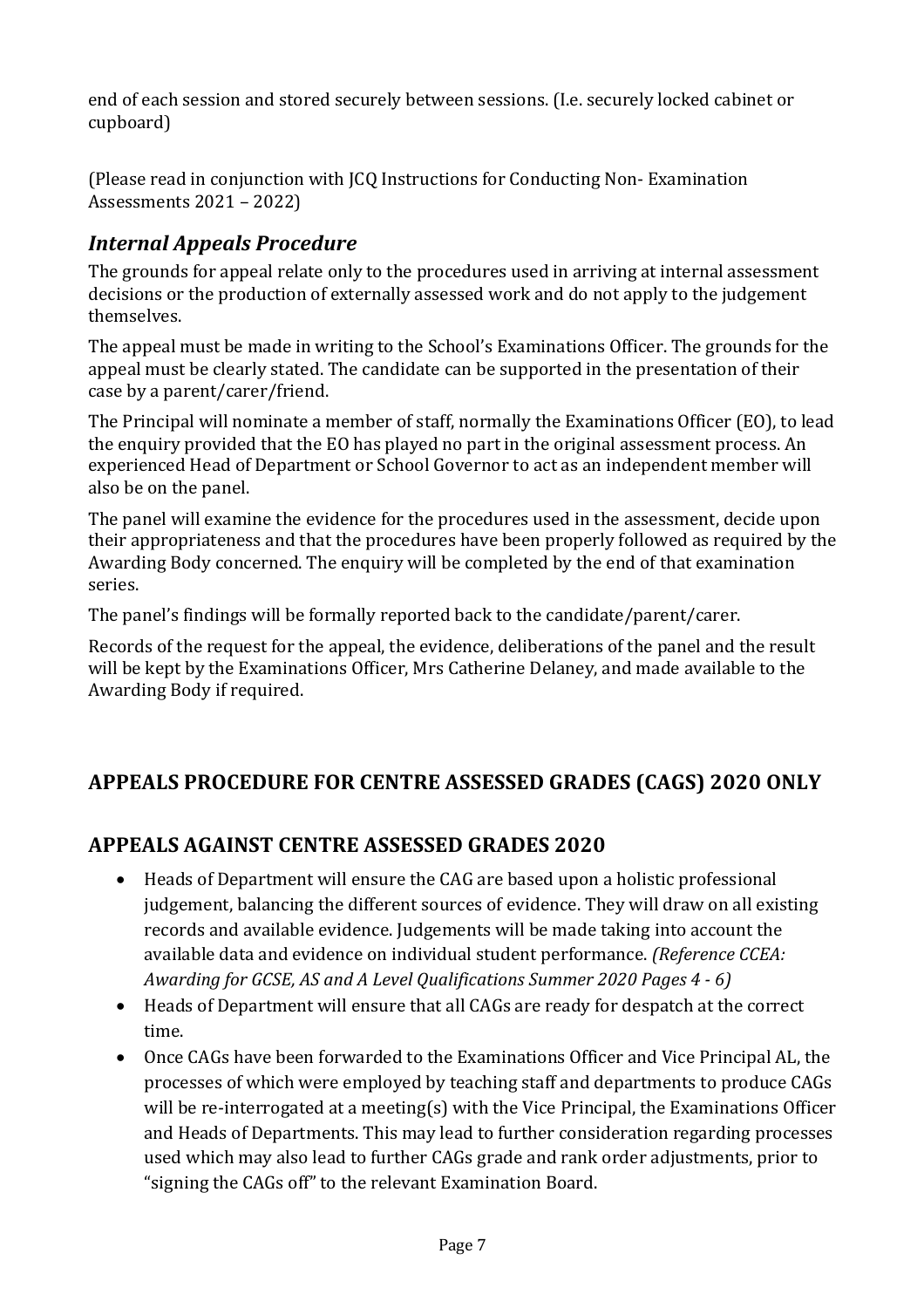end of each session and stored securely between sessions. (I.e. securely locked cabinet or cupboard)

(Please read in conjunction with JCQ Instructions for Conducting Non- Examination Assessments 2021 – 2022)

## *Internal Appeals Procedure*

The grounds for appeal relate only to the procedures used in arriving at internal assessment decisions or the production of externally assessed work and do not apply to the judgement themselves.

The appeal must be made in writing to the School's Examinations Officer. The grounds for the appeal must be clearly stated. The candidate can be supported in the presentation of their case by a parent/carer/friend.

The Principal will nominate a member of staff, normally the Examinations Officer (EO), to lead the enquiry provided that the EO has played no part in the original assessment process. An experienced Head of Department or School Governor to act as an independent member will also be on the panel.

The panel will examine the evidence for the procedures used in the assessment, decide upon their appropriateness and that the procedures have been properly followed as required by the Awarding Body concerned. The enquiry will be completed by the end of that examination series.

The panel's findings will be formally reported back to the candidate/parent/carer.

Records of the request for the appeal, the evidence, deliberations of the panel and the result will be kept by the Examinations Officer, Mrs Catherine Delaney, and made available to the Awarding Body if required.

## APPEALS PROCEDURE FOR CENTRE ASSESSED GRADES (CAGS) 2020 ONLY

## APPEALS AGAINST CENTRE ASSESSED GRADES 2020

- Heads of Department will ensure the CAG are based upon a holistic professional judgement, balancing the different sources of evidence. They will draw on all existing records and available evidence. Judgements will be made taking into account the available data and evidence on individual student performance. *(Reference CCEA: Awarding for GCSE, AS and A Level Qualifications Summer 2020 Pages 4 - 6)*
- Heads of Department will ensure that all CAGs are ready for despatch at the correct time.
- Once CAGs have been forwarded to the Examinations Officer and Vice Principal AL, the processes of which were employed by teaching staff and departments to produce CAGs will be re-interrogated at a meeting(s) with the Vice Principal, the Examinations Officer and Heads of Departments. This may lead to further consideration regarding processes used which may also lead to further CAGs grade and rank order adjustments, prior to "signing the CAGs off" to the relevant Examination Board.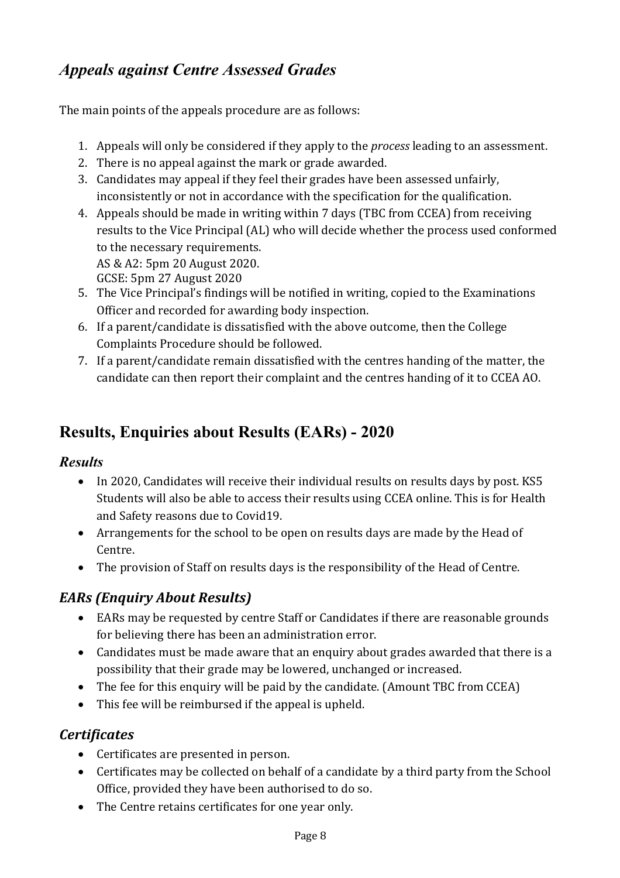## *Appeals against Centre Assessed Grades*

The main points of the appeals procedure are as follows:

1. Appeals will only be considered if they apply to the *process* leading to an assessment.
2. There is no appeal against the mark or grade awarded.
3. Candidates may appeal if they feel their grades have been assessed unfairly, inconsistently or not in accordance with the specification for the qualification.
4. Appeals should be made in writing within 7 days (TBC from CCEA) from receiving results to the Vice Principal (AL) who will decide whether the process used conformed to the necessary requirements.
   AS & A2: 5pm 20 August 2020.
   GCSE: 5pm 27 August 2020
5. The Vice Principal's findings will be notified in writing, copied to the Examinations Officer and recorded for awarding body inspection.
6. If a parent/candidate is dissatisfied with the above outcome, then the College Complaints Procedure should be followed.
7. If a parent/candidate remain dissatisfied with the centres handing of the matter, the candidate can then report their complaint and the centres handing of it to CCEA AO.

# Results, Enquiries about Results (EARs) - 2020

## *Results*

- In 2020, Candidates will receive their individual results on results days by post. KS5 Students will also be able to access their results using CCEA online. This is for Health and Safety reasons due to Covid19.
- Arrangements for the school to be open on results days are made by the Head of Centre.
- The provision of Staff on results days is the responsibility of the Head of Centre.

## *EARs (Enquiry About Results)*

- EARs may be requested by centre Staff or Candidates if there are reasonable grounds for believing there has been an administration error.
- Candidates must be made aware that an enquiry about grades awarded that there is a possibility that their grade may be lowered, unchanged or increased.
- The fee for this enquiry will be paid by the candidate. (Amount TBC from CCEA)
- This fee will be reimbursed if the appeal is upheld.

## *Certificates*

- Certificates are presented in person.
- Certificates may be collected on behalf of a candidate by a third party from the School Office, provided they have been authorised to do so.
- The Centre retains certificates for one year only.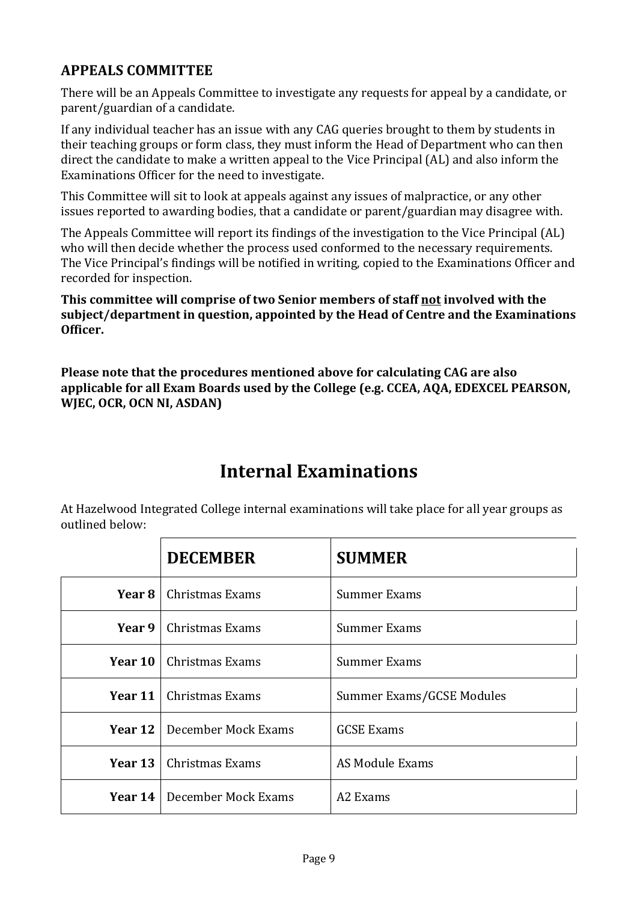## APPEALS COMMITTEE

There will be an Appeals Committee to investigate any requests for appeal by a candidate, or parent/guardian of a candidate.

If any individual teacher has an issue with any CAG queries brought to them by students in their teaching groups or form class, they must inform the Head of Department who can then direct the candidate to make a written appeal to the Vice Principal (AL) and also inform the Examinations Officer for the need to investigate.

This Committee will sit to look at appeals against any issues of malpractice, or any other issues reported to awarding bodies, that a candidate or parent/guardian may disagree with.

The Appeals Committee will report its findings of the investigation to the Vice Principal (AL) who will then decide whether the process used conformed to the necessary requirements. The Vice Principal's findings will be notified in writing, copied to the Examinations Officer and recorded for inspection.

**This committee will comprise of two Senior members of staff <u>not</u> involved with the subject/department in question, appointed by the Head of Centre and the Examinations Officer.**

**Please note that the procedures mentioned above for calculating CAG are also applicable for all Exam Boards used by the College (e.g. CCEA, AQA, EDEXCEL PEARSON, WJEC, OCR, OCN NI, ASDAN)**

# Internal Examinations

At Hazelwood Integrated College internal examinations will take place for all year groups as outlined below:

| | DECEMBER | SUMMER |
|---|---|---|
| **Year 8** | Christmas Exams | Summer Exams |
| **Year 9** | Christmas Exams | Summer Exams |
| **Year 10** | Christmas Exams | Summer Exams |
| **Year 11** | Christmas Exams | Summer Exams/GCSE Modules |
| **Year 12** | December Mock Exams | GCSE Exams |
| **Year 13** | Christmas Exams | AS Module Exams |
| **Year 14** | December Mock Exams | A2 Exams |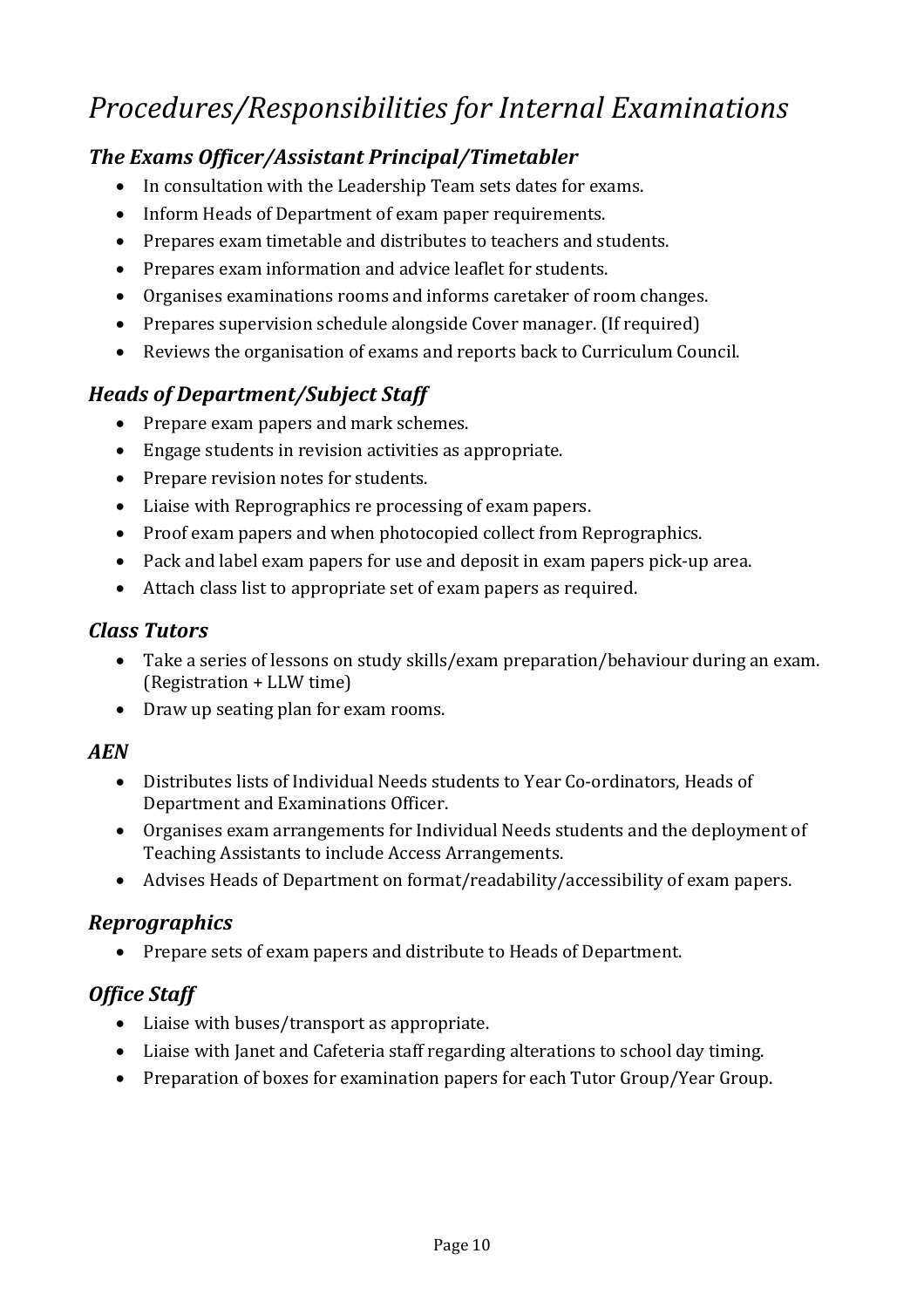# *Procedures/Responsibilities for Internal Examinations*

## *The Exams Officer/Assistant Principal/Timetabler*

- In consultation with the Leadership Team sets dates for exams.
- Inform Heads of Department of exam paper requirements.
- Prepares exam timetable and distributes to teachers and students.
- Prepares exam information and advice leaflet for students.
- Organises examinations rooms and informs caretaker of room changes.
- Prepares supervision schedule alongside Cover manager. (If required)
- Reviews the organisation of exams and reports back to Curriculum Council.

## *Heads of Department/Subject Staff*

- Prepare exam papers and mark schemes.
- Engage students in revision activities as appropriate.
- Prepare revision notes for students.
- Liaise with Reprographics re processing of exam papers.
- Proof exam papers and when photocopied collect from Reprographics.
- Pack and label exam papers for use and deposit in exam papers pick-up area.
- Attach class list to appropriate set of exam papers as required.

## *Class Tutors*

- Take a series of lessons on study skills/exam preparation/behaviour during an exam. (Registration + LLW time)
- Draw up seating plan for exam rooms.

## *AEN*

- Distributes lists of Individual Needs students to Year Co-ordinators, Heads of Department and Examinations Officer.
- Organises exam arrangements for Individual Needs students and the deployment of Teaching Assistants to include Access Arrangements.
- Advises Heads of Department on format/readability/accessibility of exam papers.

## *Reprographics*

- Prepare sets of exam papers and distribute to Heads of Department.

## *Office Staff*

- Liaise with buses/transport as appropriate.
- Liaise with Janet and Cafeteria staff regarding alterations to school day timing.
- Preparation of boxes for examination papers for each Tutor Group/Year Group.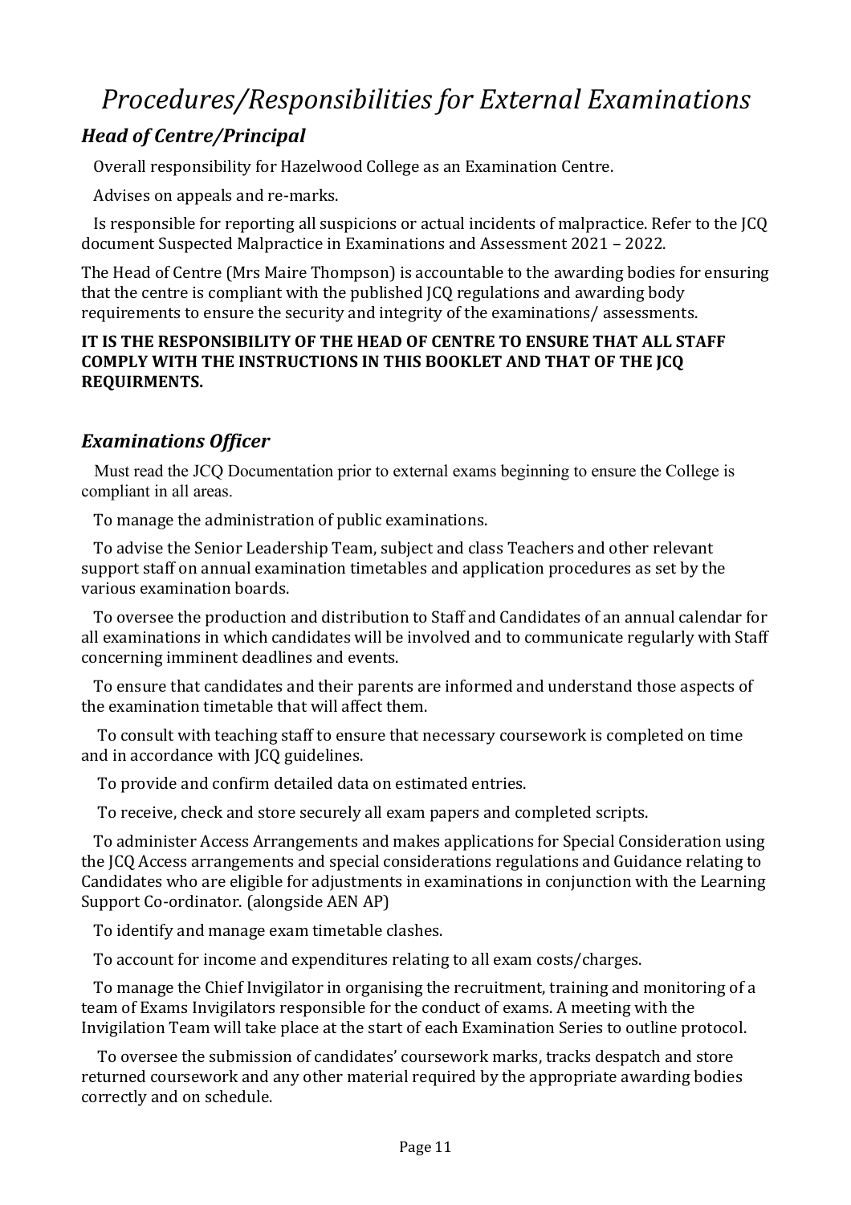# *Procedures/Responsibilities for External Examinations*

## *Head of Centre/Principal*

Overall responsibility for Hazelwood College as an Examination Centre.

Advises on appeals and re-marks.

Is responsible for reporting all suspicions or actual incidents of malpractice. Refer to the JCQ document Suspected Malpractice in Examinations and Assessment 2021 – 2022.

The Head of Centre (Mrs Maire Thompson) is accountable to the awarding bodies for ensuring that the centre is compliant with the published JCQ regulations and awarding body requirements to ensure the security and integrity of the examinations/ assessments.

**IT IS THE RESPONSIBILITY OF THE HEAD OF CENTRE TO ENSURE THAT ALL STAFF COMPLY WITH THE INSTRUCTIONS IN THIS BOOKLET AND THAT OF THE JCQ REQUIRMENTS.**

## *Examinations Officer*

Must read the JCQ Documentation prior to external exams beginning to ensure the College is compliant in all areas.

To manage the administration of public examinations.

To advise the Senior Leadership Team, subject and class Teachers and other relevant support staff on annual examination timetables and application procedures as set by the various examination boards.

To oversee the production and distribution to Staff and Candidates of an annual calendar for all examinations in which candidates will be involved and to communicate regularly with Staff concerning imminent deadlines and events.

To ensure that candidates and their parents are informed and understand those aspects of the examination timetable that will affect them.

To consult with teaching staff to ensure that necessary coursework is completed on time and in accordance with JCQ guidelines.

To provide and confirm detailed data on estimated entries.

To receive, check and store securely all exam papers and completed scripts.

To administer Access Arrangements and makes applications for Special Consideration using the JCQ Access arrangements and special considerations regulations and Guidance relating to Candidates who are eligible for adjustments in examinations in conjunction with the Learning Support Co-ordinator. (alongside AEN AP)

To identify and manage exam timetable clashes.

To account for income and expenditures relating to all exam costs/charges.

To manage the Chief Invigilator in organising the recruitment, training and monitoring of a team of Exams Invigilators responsible for the conduct of exams. A meeting with the Invigilation Team will take place at the start of each Examination Series to outline protocol.

To oversee the submission of candidates' coursework marks, tracks despatch and store returned coursework and any other material required by the appropriate awarding bodies correctly and on schedule.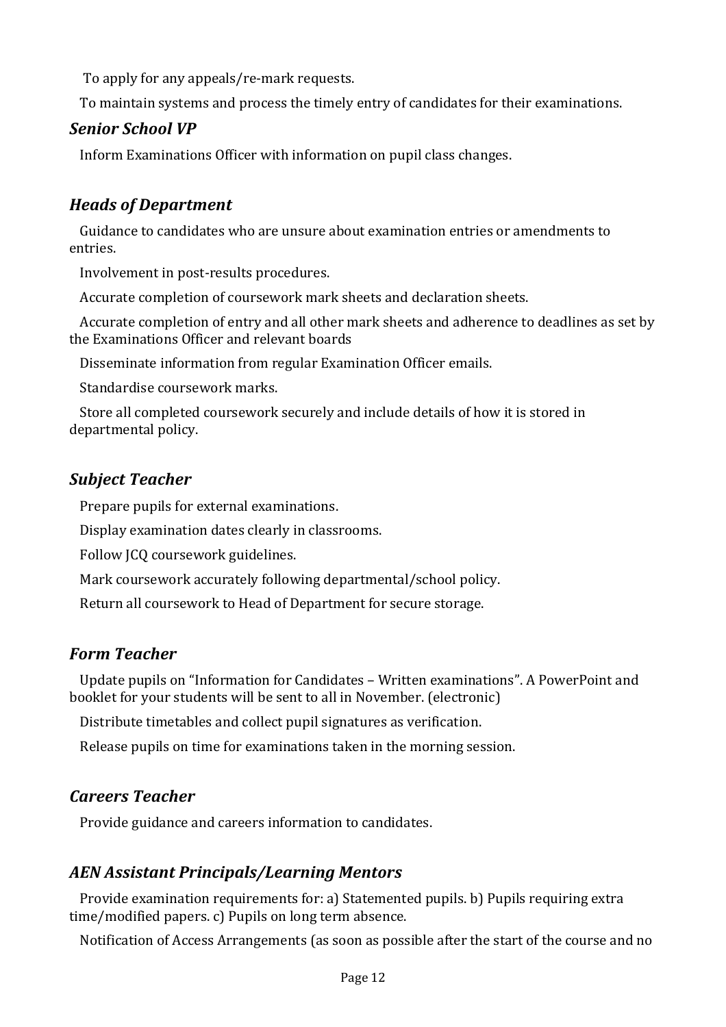To apply for any appeals/re-mark requests.

To maintain systems and process the timely entry of candidates for their examinations.

### *Senior School VP*

Inform Examinations Officer with information on pupil class changes.

### *Heads of Department*

Guidance to candidates who are unsure about examination entries or amendments to entries.

Involvement in post-results procedures.

Accurate completion of coursework mark sheets and declaration sheets.

Accurate completion of entry and all other mark sheets and adherence to deadlines as set by the Examinations Officer and relevant boards

Disseminate information from regular Examination Officer emails.

Standardise coursework marks.

Store all completed coursework securely and include details of how it is stored in departmental policy.

### *Subject Teacher*

Prepare pupils for external examinations.

Display examination dates clearly in classrooms.

Follow JCQ coursework guidelines.

Mark coursework accurately following departmental/school policy.

Return all coursework to Head of Department for secure storage.

### *Form Teacher*

Update pupils on "Information for Candidates – Written examinations". A PowerPoint and booklet for your students will be sent to all in November. (electronic)

Distribute timetables and collect pupil signatures as verification.

Release pupils on time for examinations taken in the morning session.

### *Careers Teacher*

Provide guidance and careers information to candidates.

### *AEN Assistant Principals/Learning Mentors*

Provide examination requirements for: a) Statemented pupils. b) Pupils requiring extra time/modified papers. c) Pupils on long term absence.

Notification of Access Arrangements (as soon as possible after the start of the course and no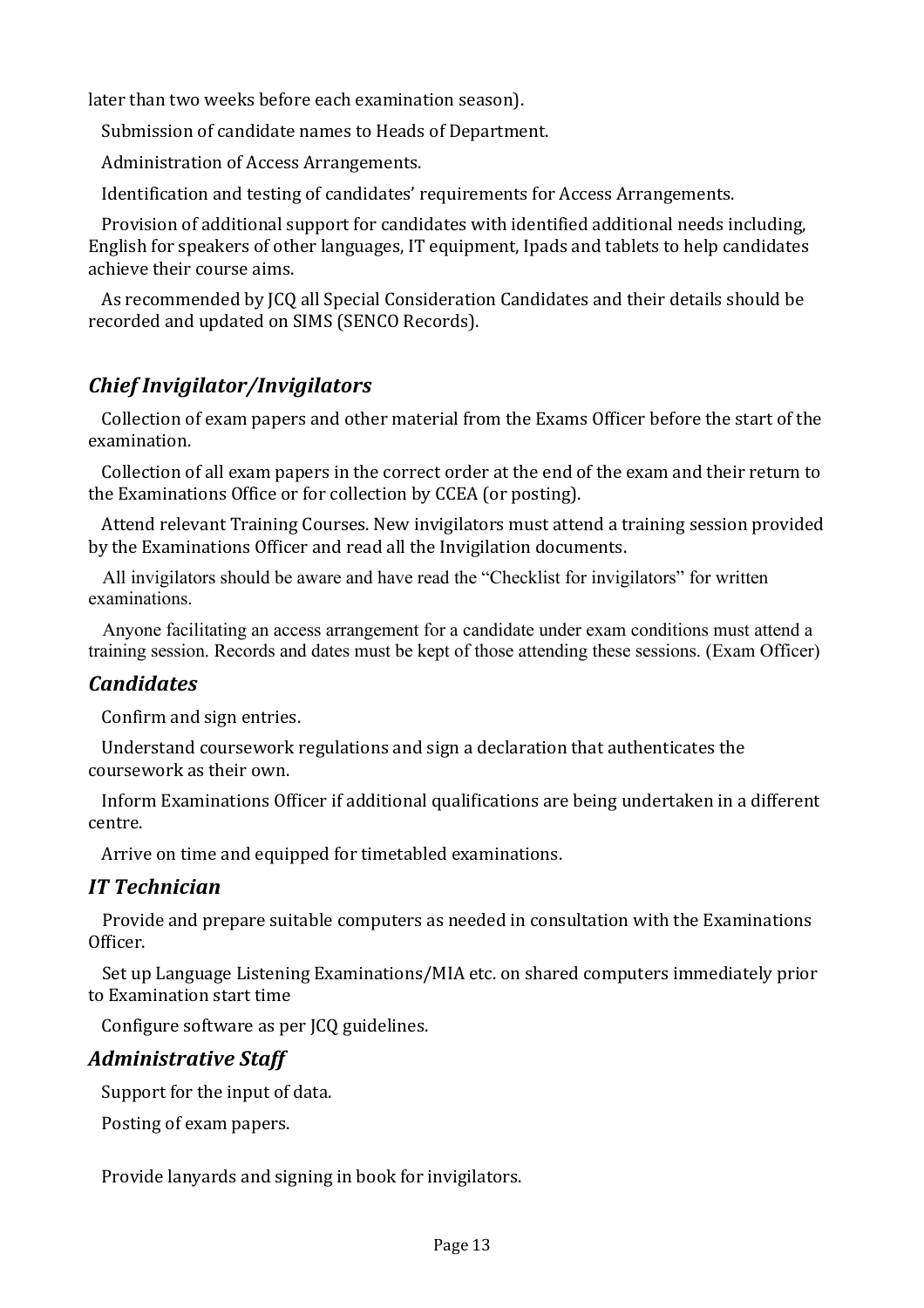later than two weeks before each examination season).

Submission of candidate names to Heads of Department.

Administration of Access Arrangements.

Identification and testing of candidates' requirements for Access Arrangements.

Provision of additional support for candidates with identified additional needs including, English for speakers of other languages, IT equipment, Ipads and tablets to help candidates achieve their course aims.

As recommended by JCQ all Special Consideration Candidates and their details should be recorded and updated on SIMS (SENCO Records).

## *Chief Invigilator/Invigilators*

Collection of exam papers and other material from the Exams Officer before the start of the examination.

Collection of all exam papers in the correct order at the end of the exam and their return to the Examinations Office or for collection by CCEA (or posting).

Attend relevant Training Courses. New invigilators must attend a training session provided by the Examinations Officer and read all the Invigilation documents.

All invigilators should be aware and have read the "Checklist for invigilators" for written examinations.

Anyone facilitating an access arrangement for a candidate under exam conditions must attend a training session. Records and dates must be kept of those attending these sessions. (Exam Officer)

## *Candidates*

Confirm and sign entries.

Understand coursework regulations and sign a declaration that authenticates the coursework as their own.

Inform Examinations Officer if additional qualifications are being undertaken in a different centre.

Arrive on time and equipped for timetabled examinations.

## *IT Technician*

Provide and prepare suitable computers as needed in consultation with the Examinations Officer.

Set up Language Listening Examinations/MIA etc. on shared computers immediately prior to Examination start time

Configure software as per JCQ guidelines.

## *Administrative Staff*

Support for the input of data.

Posting of exam papers.

Provide lanyards and signing in book for invigilators.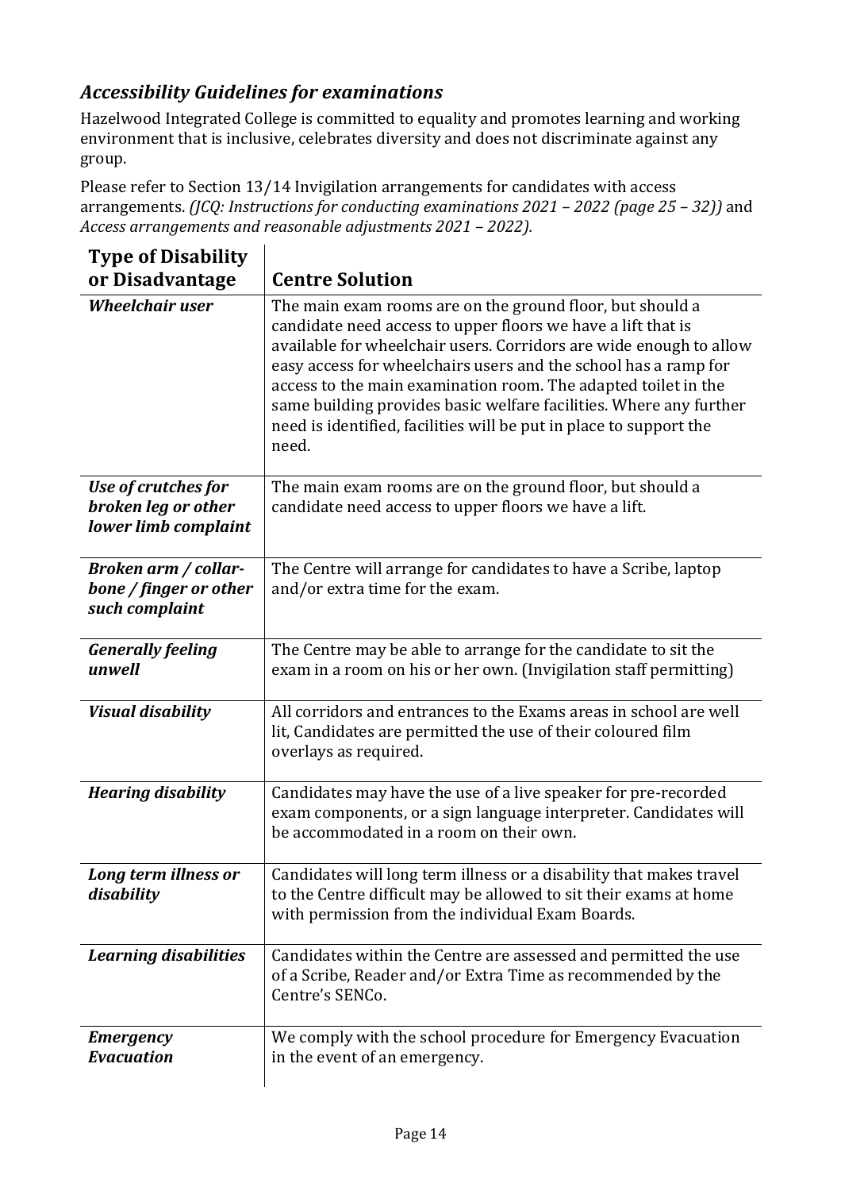## *Accessibility Guidelines for examinations*

Hazelwood Integrated College is committed to equality and promotes learning and working environment that is inclusive, celebrates diversity and does not discriminate against any group.

Please refer to Section 13/14 Invigilation arrangements for candidates with access arrangements. *(JCQ: Instructions for conducting examinations 2021 – 2022 (page 25 – 32))* and *Access arrangements and reasonable adjustments 2021 – 2022).*

| Type of Disability or Disadvantage | Centre Solution |
|---|---|
| ***Wheelchair user*** | The main exam rooms are on the ground floor, but should a candidate need access to upper floors we have a lift that is available for wheelchair users. Corridors are wide enough to allow easy access for wheelchairs users and the school has a ramp for access to the main examination room. The adapted toilet in the same building provides basic welfare facilities. Where any further need is identified, facilities will be put in place to support the need. |
| ***Use of crutches for broken leg or other lower limb complaint*** | The main exam rooms are on the ground floor, but should a candidate need access to upper floors we have a lift. |
| ***Broken arm / collar-bone / finger or other such complaint*** | The Centre will arrange for candidates to have a Scribe, laptop and/or extra time for the exam. |
| ***Generally feeling unwell*** | The Centre may be able to arrange for the candidate to sit the exam in a room on his or her own. (Invigilation staff permitting) |
| ***Visual disability*** | All corridors and entrances to the Exams areas in school are well lit, Candidates are permitted the use of their coloured film overlays as required. |
| ***Hearing disability*** | Candidates may have the use of a live speaker for pre-recorded exam components, or a sign language interpreter. Candidates will be accommodated in a room on their own. |
| ***Long term illness or disability*** | Candidates will long term illness or a disability that makes travel to the Centre difficult may be allowed to sit their exams at home with permission from the individual Exam Boards. |
| ***Learning disabilities*** | Candidates within the Centre are assessed and permitted the use of a Scribe, Reader and/or Extra Time as recommended by the Centre's SENCo. |
| ***Emergency Evacuation*** | We comply with the school procedure for Emergency Evacuation in the event of an emergency. |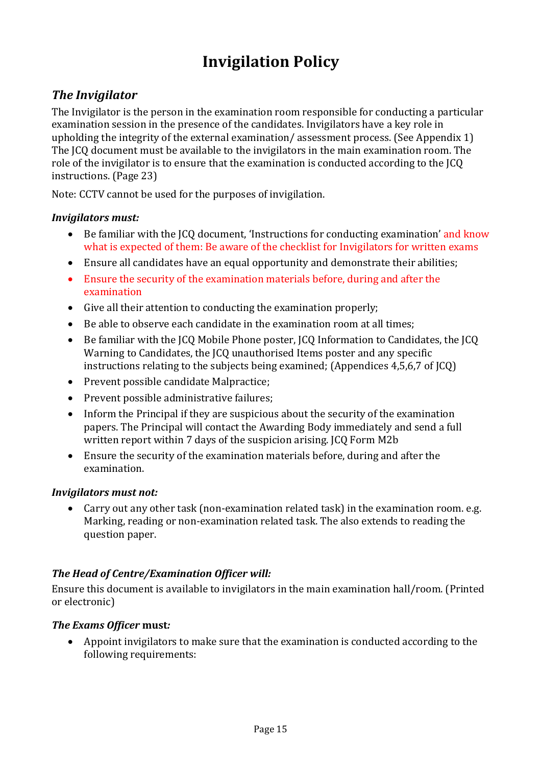# Invigilation Policy

## *The Invigilator*

The Invigilator is the person in the examination room responsible for conducting a particular examination session in the presence of the candidates. Invigilators have a key role in upholding the integrity of the external examination/ assessment process. (See Appendix 1) The JCQ document must be available to the invigilators in the main examination room. The role of the invigilator is to ensure that the examination is conducted according to the JCQ instructions. (Page 23)

Note: CCTV cannot be used for the purposes of invigilation.

### *Invigilators must:*

- Be familiar with the JCQ document, 'Instructions for conducting examination' and know what is expected of them: Be aware of the checklist for Invigilators for written exams
- Ensure all candidates have an equal opportunity and demonstrate their abilities;
- Ensure the security of the examination materials before, during and after the examination
- Give all their attention to conducting the examination properly;
- Be able to observe each candidate in the examination room at all times;
- Be familiar with the JCQ Mobile Phone poster, JCQ Information to Candidates, the JCQ Warning to Candidates, the JCQ unauthorised Items poster and any specific instructions relating to the subjects being examined; (Appendices 4,5,6,7 of JCQ)
- Prevent possible candidate Malpractice;
- Prevent possible administrative failures;
- Inform the Principal if they are suspicious about the security of the examination papers. The Principal will contact the Awarding Body immediately and send a full written report within 7 days of the suspicion arising. JCQ Form M2b
- Ensure the security of the examination materials before, during and after the examination.

### *Invigilators must not:*

- Carry out any other task (non-examination related task) in the examination room. e.g. Marking, reading or non-examination related task. The also extends to reading the question paper.

### *The Head of Centre/Examination Officer will:*

Ensure this document is available to invigilators in the main examination hall/room. (Printed or electronic)

### *The Exams Officer* must*:*

- Appoint invigilators to make sure that the examination is conducted according to the following requirements: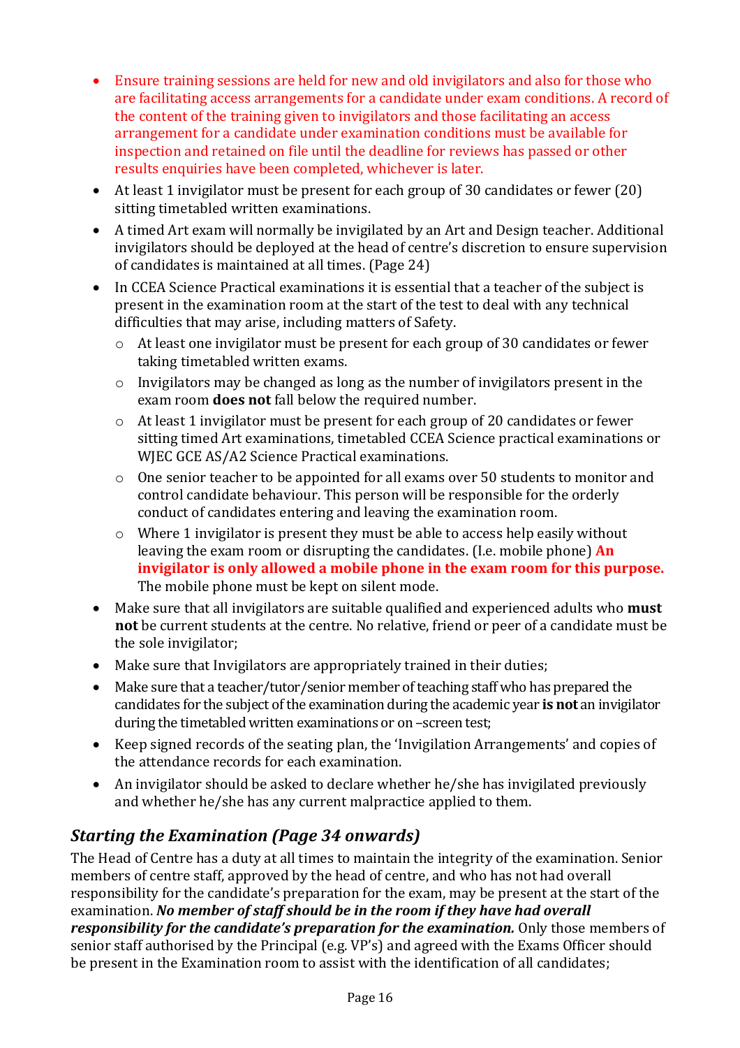- Ensure training sessions are held for new and old invigilators and also for those who are facilitating access arrangements for a candidate under exam conditions. A record of the content of the training given to invigilators and those facilitating an access arrangement for a candidate under examination conditions must be available for inspection and retained on file until the deadline for reviews has passed or other results enquiries have been completed, whichever is later.
- At least 1 invigilator must be present for each group of 30 candidates or fewer (20) sitting timetabled written examinations.
- A timed Art exam will normally be invigilated by an Art and Design teacher. Additional invigilators should be deployed at the head of centre's discretion to ensure supervision of candidates is maintained at all times. (Page 24)
- In CCEA Science Practical examinations it is essential that a teacher of the subject is present in the examination room at the start of the test to deal with any technical difficulties that may arise, including matters of Safety.
    - At least one invigilator must be present for each group of 30 candidates or fewer taking timetabled written exams.
    - Invigilators may be changed as long as the number of invigilators present in the exam room **does not** fall below the required number.
    - At least 1 invigilator must be present for each group of 20 candidates or fewer sitting timed Art examinations, timetabled CCEA Science practical examinations or WJEC GCE AS/A2 Science Practical examinations.
    - One senior teacher to be appointed for all exams over 50 students to monitor and control candidate behaviour. This person will be responsible for the orderly conduct of candidates entering and leaving the examination room.
    - Where 1 invigilator is present they must be able to access help easily without leaving the exam room or disrupting the candidates. (I.e. mobile phone) **An invigilator is only allowed a mobile phone in the exam room for this purpose.** The mobile phone must be kept on silent mode.
- Make sure that all invigilators are suitable qualified and experienced adults who **must not** be current students at the centre. No relative, friend or peer of a candidate must be the sole invigilator;
- Make sure that Invigilators are appropriately trained in their duties;
- Make sure that a teacher/tutor/senior member of teaching staff who has prepared the candidates for the subject of the examination during the academic year **is not** an invigilator during the timetabled written examinations or on –screen test;
- Keep signed records of the seating plan, the 'Invigilation Arrangements' and copies of the attendance records for each examination.
- An invigilator should be asked to declare whether he/she has invigilated previously and whether he/she has any current malpractice applied to them.

## *Starting the Examination (Page 34 onwards)*

The Head of Centre has a duty at all times to maintain the integrity of the examination. Senior members of centre staff, approved by the head of centre, and who has not had overall responsibility for the candidate's preparation for the exam, may be present at the start of the examination. ***No member of staff should be in the room if they have had overall responsibility for the candidate's preparation for the examination.*** Only those members of senior staff authorised by the Principal (e.g. VP's) and agreed with the Exams Officer should be present in the Examination room to assist with the identification of all candidates;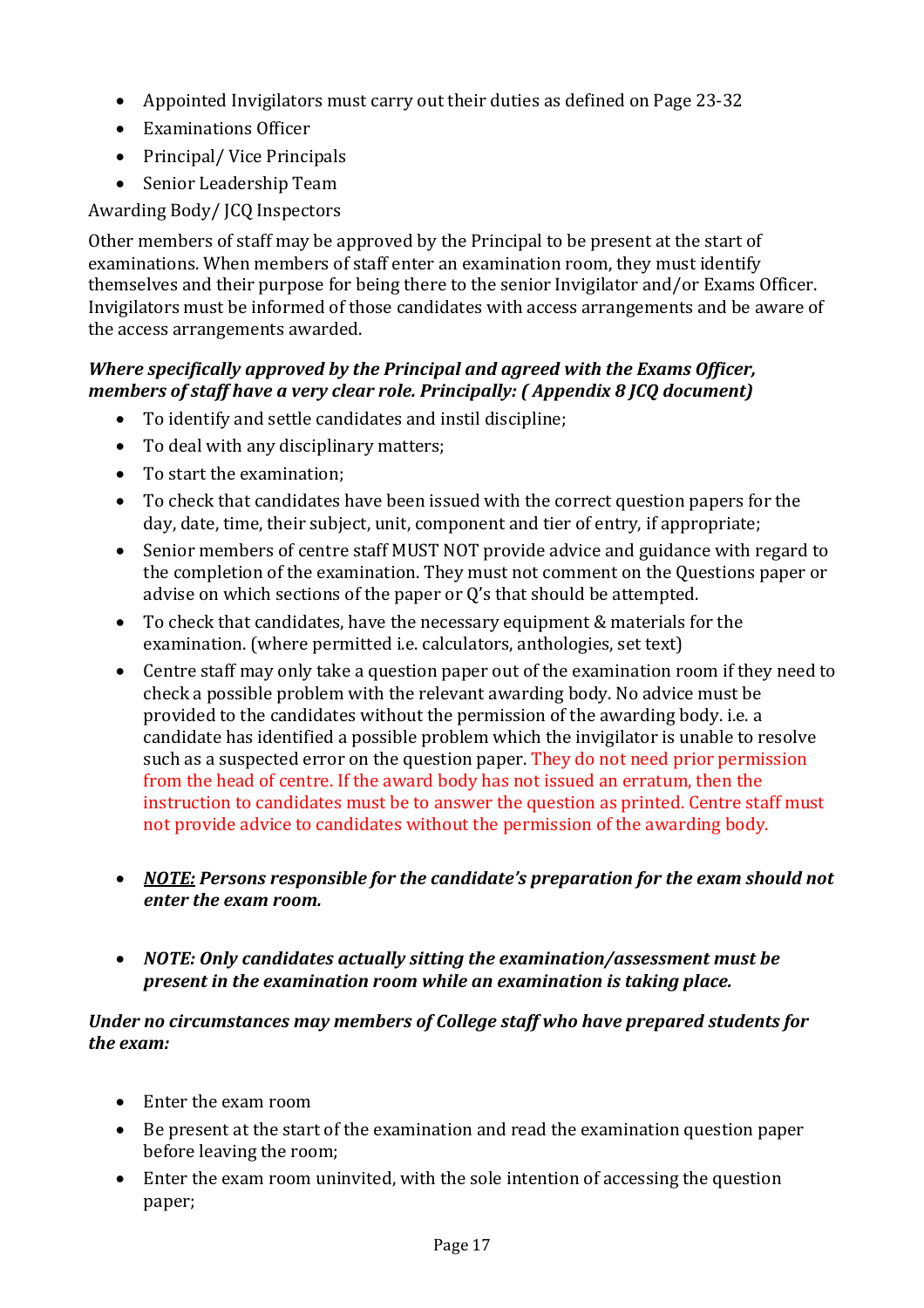- Appointed Invigilators must carry out their duties as defined on Page 23-32
- Examinations Officer
- Principal/ Vice Principals
- Senior Leadership Team

Awarding Body/ JCQ Inspectors

Other members of staff may be approved by the Principal to be present at the start of examinations. When members of staff enter an examination room, they must identify themselves and their purpose for being there to the senior Invigilator and/or Exams Officer. Invigilators must be informed of those candidates with access arrangements and be aware of the access arrangements awarded.

***Where specifically approved by the Principal and agreed with the Exams Officer, members of staff have a very clear role. Principally: ( Appendix 8 JCQ document)***

- To identify and settle candidates and instil discipline;
- To deal with any disciplinary matters;
- To start the examination;
- To check that candidates have been issued with the correct question papers for the day, date, time, their subject, unit, component and tier of entry, if appropriate;
- Senior members of centre staff MUST NOT provide advice and guidance with regard to the completion of the examination. They must not comment on the Questions paper or advise on which sections of the paper or Q's that should be attempted.
- To check that candidates, have the necessary equipment & materials for the examination. (where permitted i.e. calculators, anthologies, set text)
- Centre staff may only take a question paper out of the examination room if they need to check a possible problem with the relevant awarding body. No advice must be provided to the candidates without the permission of the awarding body. i.e. a candidate has identified a possible problem which the invigilator is unable to resolve such as a suspected error on the question paper. They do not need prior permission from the head of centre. If the award body has not issued an erratum, then the instruction to candidates must be to answer the question as printed. Centre staff must not provide advice to candidates without the permission of the awarding body.

- ***NOTE:*** ***Persons responsible for the candidate's preparation for the exam should not enter the exam room.***

- ***NOTE: Only candidates actually sitting the examination/assessment must be present in the examination room while an examination is taking place.***

***Under no circumstances may members of College staff who have prepared students for the exam:***

- Enter the exam room
- Be present at the start of the examination and read the examination question paper before leaving the room;
- Enter the exam room uninvited, with the sole intention of accessing the question paper;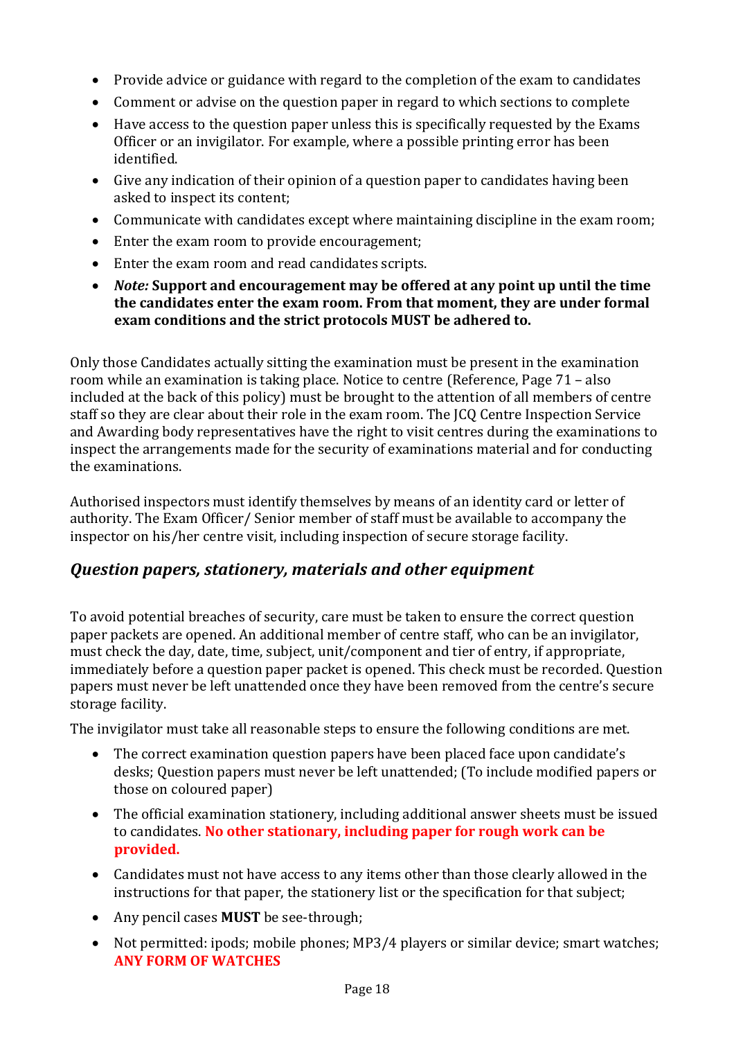- Provide advice or guidance with regard to the completion of the exam to candidates
- Comment or advise on the question paper in regard to which sections to complete
- Have access to the question paper unless this is specifically requested by the Exams Officer or an invigilator. For example, where a possible printing error has been identified.
- Give any indication of their opinion of a question paper to candidates having been asked to inspect its content;
- Communicate with candidates except where maintaining discipline in the exam room;
- Enter the exam room to provide encouragement;
- Enter the exam room and read candidates scripts.
- ***Note:* Support and encouragement may be offered at any point up until the time the candidates enter the exam room. From that moment, they are under formal exam conditions and the strict protocols MUST be adhered to.**

Only those Candidates actually sitting the examination must be present in the examination room while an examination is taking place. Notice to centre (Reference, Page 71 – also included at the back of this policy) must be brought to the attention of all members of centre staff so they are clear about their role in the exam room. The JCQ Centre Inspection Service and Awarding body representatives have the right to visit centres during the examinations to inspect the arrangements made for the security of examinations material and for conducting the examinations.

Authorised inspectors must identify themselves by means of an identity card or letter of authority. The Exam Officer/ Senior member of staff must be available to accompany the inspector on his/her centre visit, including inspection of secure storage facility.

## *Question papers, stationery, materials and other equipment*

To avoid potential breaches of security, care must be taken to ensure the correct question paper packets are opened. An additional member of centre staff, who can be an invigilator, must check the day, date, time, subject, unit/component and tier of entry, if appropriate, immediately before a question paper packet is opened. This check must be recorded. Question papers must never be left unattended once they have been removed from the centre's secure storage facility.

The invigilator must take all reasonable steps to ensure the following conditions are met.

- The correct examination question papers have been placed face upon candidate's desks; Question papers must never be left unattended; (To include modified papers or those on coloured paper)
- The official examination stationery, including additional answer sheets must be issued to candidates. **No other stationary, including paper for rough work can be provided.**
- Candidates must not have access to any items other than those clearly allowed in the instructions for that paper, the stationery list or the specification for that subject;
- Any pencil cases **MUST** be see-through;
- Not permitted: ipods; mobile phones; MP3/4 players or similar device; smart watches; **ANY FORM OF WATCHES**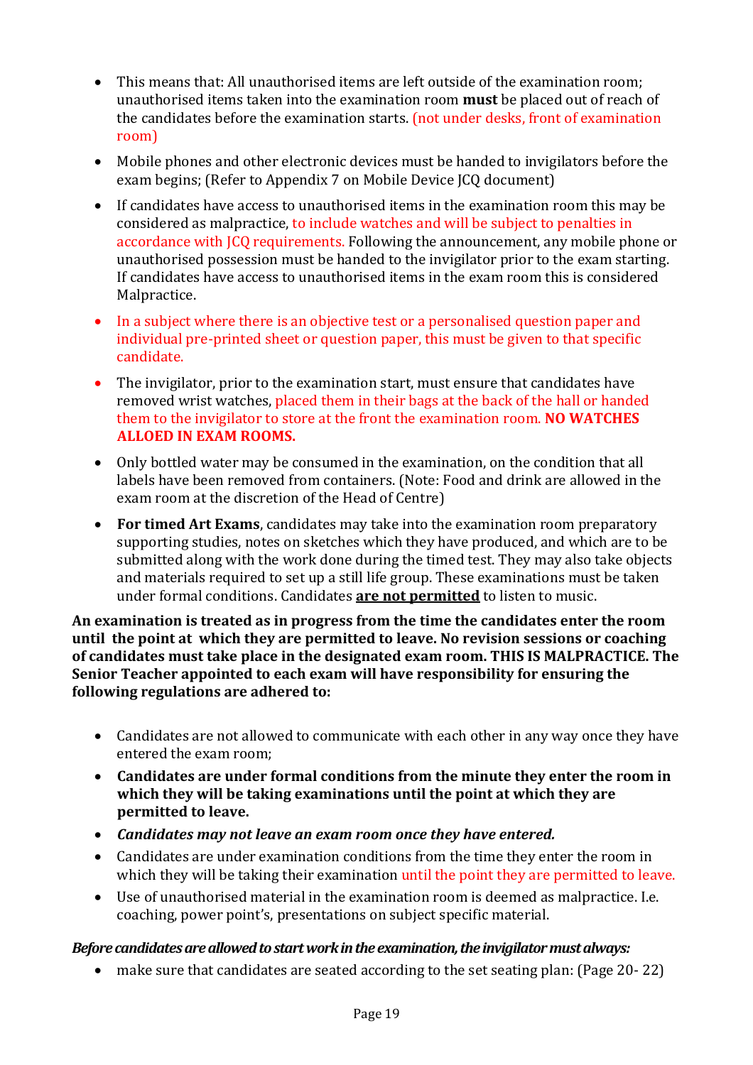- This means that: All unauthorised items are left outside of the examination room; unauthorised items taken into the examination room **must** be placed out of reach of the candidates before the examination starts. (not under desks, front of examination room)
- Mobile phones and other electronic devices must be handed to invigilators before the exam begins; (Refer to Appendix 7 on Mobile Device JCQ document)
- If candidates have access to unauthorised items in the examination room this may be considered as malpractice, to include watches and will be subject to penalties in accordance with JCQ requirements. Following the announcement, any mobile phone or unauthorised possession must be handed to the invigilator prior to the exam starting. If candidates have access to unauthorised items in the exam room this is considered Malpractice.
- In a subject where there is an objective test or a personalised question paper and individual pre-printed sheet or question paper, this must be given to that specific candidate.
- The invigilator, prior to the examination start, must ensure that candidates have removed wrist watches, placed them in their bags at the back of the hall or handed them to the invigilator to store at the front the examination room. **NO WATCHES ALLOED IN EXAM ROOMS.**
- Only bottled water may be consumed in the examination, on the condition that all labels have been removed from containers. (Note: Food and drink are allowed in the exam room at the discretion of the Head of Centre)
- **For timed Art Exams**, candidates may take into the examination room preparatory supporting studies, notes on sketches which they have produced, and which are to be submitted along with the work done during the timed test. They may also take objects and materials required to set up a still life group. These examinations must be taken under formal conditions. Candidates **are not permitted** to listen to music.

**An examination is treated as in progress from the time the candidates enter the room until the point at which they are permitted to leave. No revision sessions or coaching of candidates must take place in the designated exam room. THIS IS MALPRACTICE. The Senior Teacher appointed to each exam will have responsibility for ensuring the following regulations are adhered to:**

- Candidates are not allowed to communicate with each other in any way once they have entered the exam room;
- **Candidates are under formal conditions from the minute they enter the room in which they will be taking examinations until the point at which they are permitted to leave.**
- ***Candidates may not leave an exam room once they have entered.***
- Candidates are under examination conditions from the time they enter the room in which they will be taking their examination until the point they are permitted to leave.
- Use of unauthorised material in the examination room is deemed as malpractice. I.e. coaching, power point's, presentations on subject specific material.

***Before candidates are allowed to start work in the examination, the invigilator must always:***

- make sure that candidates are seated according to the set seating plan: (Page 20- 22)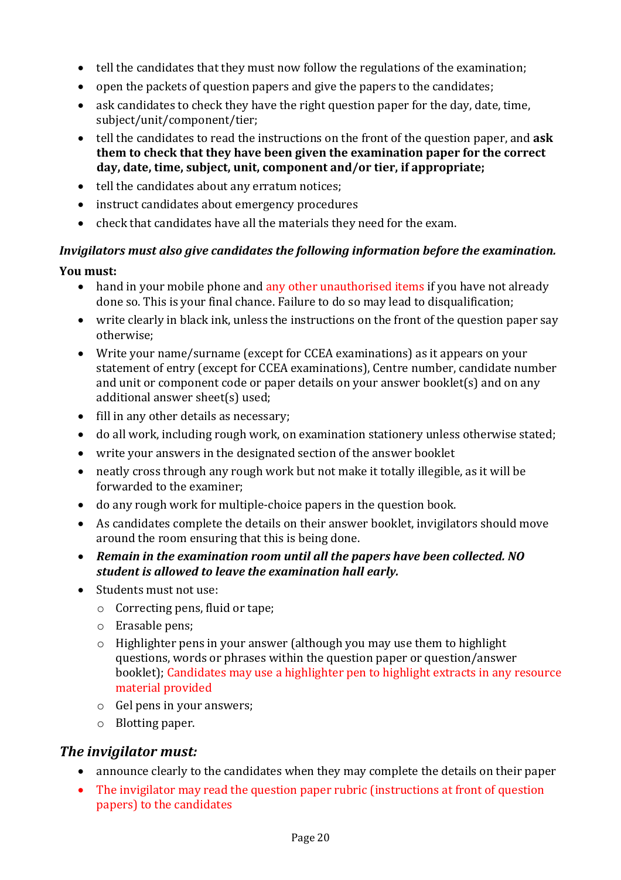- tell the candidates that they must now follow the regulations of the examination;
- open the packets of question papers and give the papers to the candidates;
- ask candidates to check they have the right question paper for the day, date, time, subject/unit/component/tier;
- tell the candidates to read the instructions on the front of the question paper, and **ask them to check that they have been given the examination paper for the correct day, date, time, subject, unit, component and/or tier, if appropriate;**
- tell the candidates about any erratum notices;
- instruct candidates about emergency procedures
- check that candidates have all the materials they need for the exam.

***Invigilators must also give candidates the following information before the examination.***

**You must:**

- hand in your mobile phone and any other unauthorised items if you have not already done so. This is your final chance. Failure to do so may lead to disqualification;
- write clearly in black ink, unless the instructions on the front of the question paper say otherwise;
- Write your name/surname (except for CCEA examinations) as it appears on your statement of entry (except for CCEA examinations), Centre number, candidate number and unit or component code or paper details on your answer booklet(s) and on any additional answer sheet(s) used;
- fill in any other details as necessary;
- do all work, including rough work, on examination stationery unless otherwise stated;
- write your answers in the designated section of the answer booklet
- neatly cross through any rough work but not make it totally illegible, as it will be forwarded to the examiner;
- do any rough work for multiple-choice papers in the question book.
- As candidates complete the details on their answer booklet, invigilators should move around the room ensuring that this is being done.
- ***Remain in the examination room until all the papers have been collected. NO student is allowed to leave the examination hall early.***
- Students must not use:
  - Correcting pens, fluid or tape;
  - Erasable pens;
  - Highlighter pens in your answer (although you may use them to highlight questions, words or phrases within the question paper or question/answer booklet); Candidates may use a highlighter pen to highlight extracts in any resource material provided
  - Gel pens in your answers;
  - Blotting paper.

## *The invigilator must:*

- announce clearly to the candidates when they may complete the details on their paper
- The invigilator may read the question paper rubric (instructions at front of question papers) to the candidates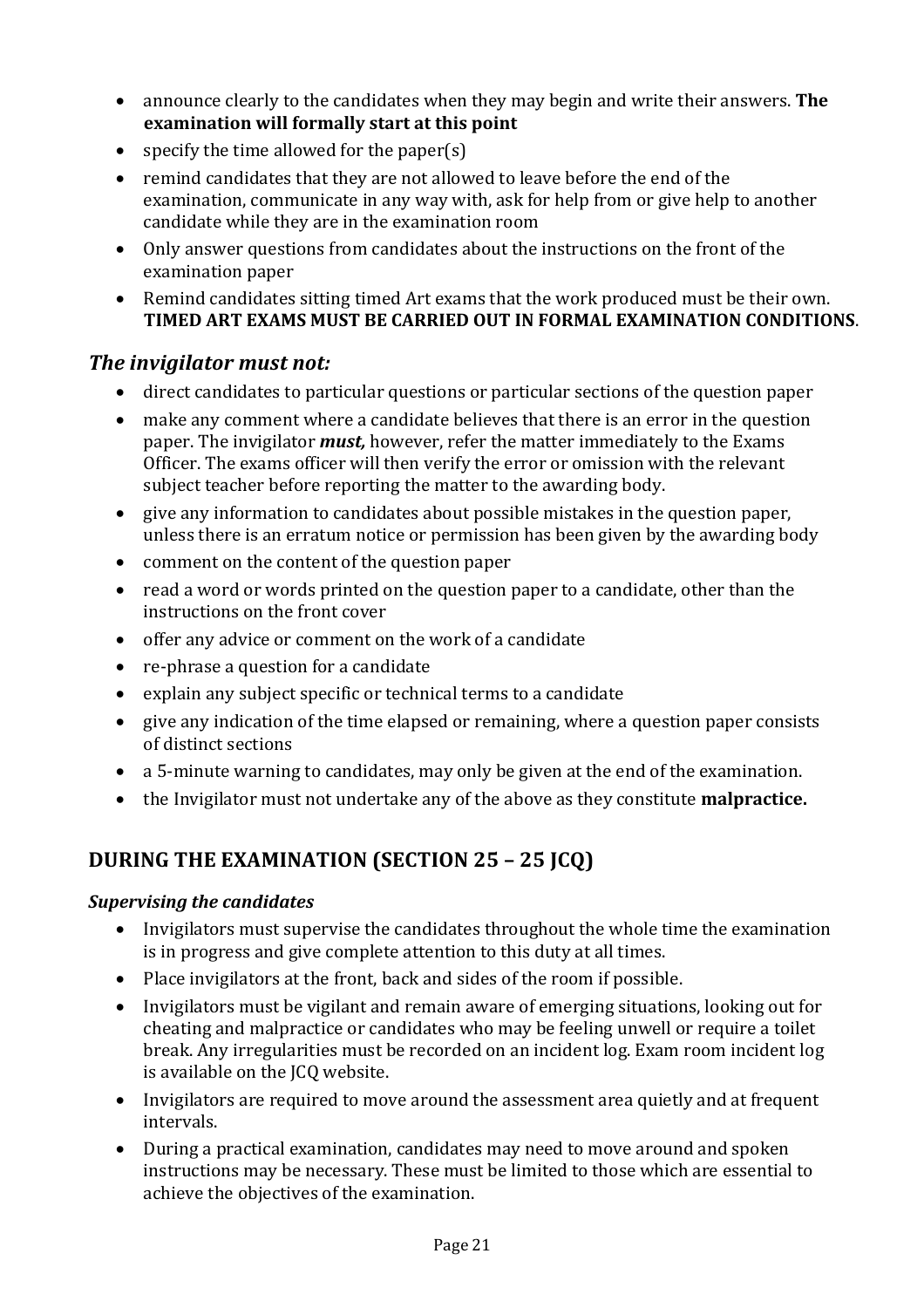- announce clearly to the candidates when they may begin and write their answers. **The examination will formally start at this point**
- specify the time allowed for the paper(s)
- remind candidates that they are not allowed to leave before the end of the examination, communicate in any way with, ask for help from or give help to another candidate while they are in the examination room
- Only answer questions from candidates about the instructions on the front of the examination paper
- Remind candidates sitting timed Art exams that the work produced must be their own. **TIMED ART EXAMS MUST BE CARRIED OUT IN FORMAL EXAMINATION CONDITIONS**.

### *The invigilator must not:*

- direct candidates to particular questions or particular sections of the question paper
- make any comment where a candidate believes that there is an error in the question paper. The invigilator ***must,*** however, refer the matter immediately to the Exams Officer. The exams officer will then verify the error or omission with the relevant subject teacher before reporting the matter to the awarding body.
- give any information to candidates about possible mistakes in the question paper, unless there is an erratum notice or permission has been given by the awarding body
- comment on the content of the question paper
- read a word or words printed on the question paper to a candidate, other than the instructions on the front cover
- offer any advice or comment on the work of a candidate
- re-phrase a question for a candidate
- explain any subject specific or technical terms to a candidate
- give any indication of the time elapsed or remaining, where a question paper consists of distinct sections
- a 5-minute warning to candidates, may only be given at the end of the examination.
- the Invigilator must not undertake any of the above as they constitute **malpractice.**

## DURING THE EXAMINATION (SECTION 25 – 25 JCQ)

#### *Supervising the candidates*

- Invigilators must supervise the candidates throughout the whole time the examination is in progress and give complete attention to this duty at all times.
- Place invigilators at the front, back and sides of the room if possible.
- Invigilators must be vigilant and remain aware of emerging situations, looking out for cheating and malpractice or candidates who may be feeling unwell or require a toilet break. Any irregularities must be recorded on an incident log. Exam room incident log is available on the JCQ website.
- Invigilators are required to move around the assessment area quietly and at frequent intervals.
- During a practical examination, candidates may need to move around and spoken instructions may be necessary. These must be limited to those which are essential to achieve the objectives of the examination.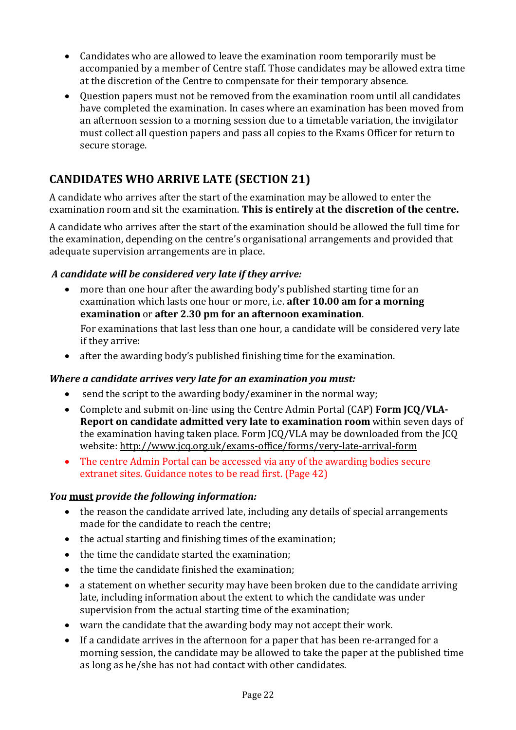- Candidates who are allowed to leave the examination room temporarily must be accompanied by a member of Centre staff. Those candidates may be allowed extra time at the discretion of the Centre to compensate for their temporary absence.
- Question papers must not be removed from the examination room until all candidates have completed the examination. In cases where an examination has been moved from an afternoon session to a morning session due to a timetable variation, the invigilator must collect all question papers and pass all copies to the Exams Officer for return to secure storage.

## CANDIDATES WHO ARRIVE LATE (SECTION 21)

A candidate who arrives after the start of the examination may be allowed to enter the examination room and sit the examination. **This is entirely at the discretion of the centre.**

A candidate who arrives after the start of the examination should be allowed the full time for the examination, depending on the centre's organisational arrangements and provided that adequate supervision arrangements are in place.

***A candidate will be considered very late if they arrive:***

- more than one hour after the awarding body's published starting time for an examination which lasts one hour or more, i.e. **after 10.00 am for a morning examination** or **after 2.30 pm for an afternoon examination**.

  For examinations that last less than one hour, a candidate will be considered very late if they arrive:
- after the awarding body's published finishing time for the examination.

***Where a candidate arrives very late for an examination you must:***

- send the script to the awarding body/examiner in the normal way;
- Complete and submit on-line using the Centre Admin Portal (CAP) **Form JCQ/VLA-Report on candidate admitted very late to examination room** within seven days of the examination having taken place. Form JCQ/VLA may be downloaded from the JCQ website: http://www.jcq.org.uk/exams-office/forms/very-late-arrival-form
- The centre Admin Portal can be accessed via any of the awarding bodies secure extranet sites. Guidance notes to be read first. (Page 42)

***You must provide the following information:***

- the reason the candidate arrived late, including any details of special arrangements made for the candidate to reach the centre;
- the actual starting and finishing times of the examination;
- the time the candidate started the examination;
- the time the candidate finished the examination;
- a statement on whether security may have been broken due to the candidate arriving late, including information about the extent to which the candidate was under supervision from the actual starting time of the examination;
- warn the candidate that the awarding body may not accept their work.
- If a candidate arrives in the afternoon for a paper that has been re-arranged for a morning session, the candidate may be allowed to take the paper at the published time as long as he/she has not had contact with other candidates.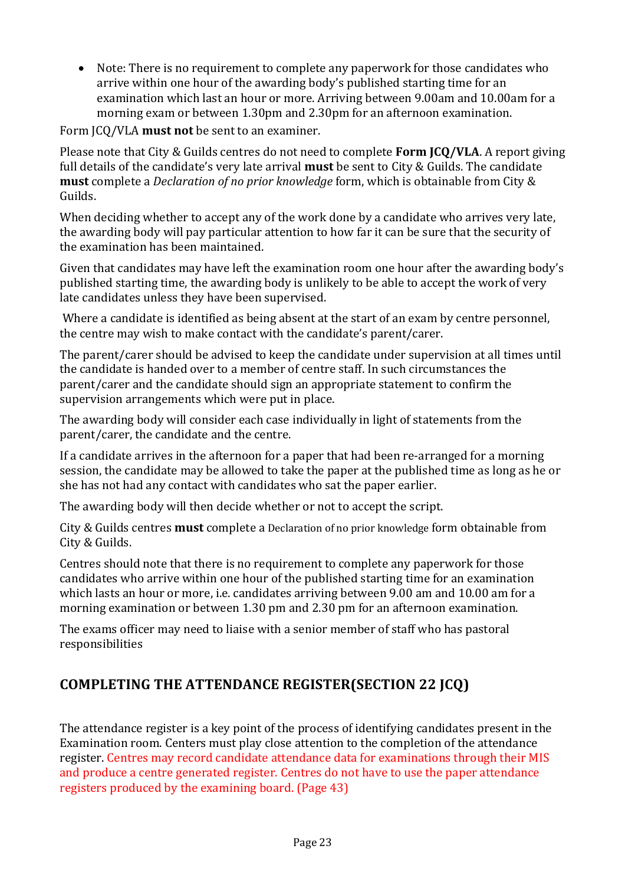- Note: There is no requirement to complete any paperwork for those candidates who arrive within one hour of the awarding body's published starting time for an examination which last an hour or more. Arriving between 9.00am and 10.00am for a morning exam or between 1.30pm and 2.30pm for an afternoon examination.

Form JCQ/VLA **must not** be sent to an examiner.

Please note that City & Guilds centres do not need to complete **Form JCQ/VLA**. A report giving full details of the candidate's very late arrival **must** be sent to City & Guilds. The candidate **must** complete a *Declaration of no prior knowledge* form, which is obtainable from City & Guilds.

When deciding whether to accept any of the work done by a candidate who arrives very late, the awarding body will pay particular attention to how far it can be sure that the security of the examination has been maintained.

Given that candidates may have left the examination room one hour after the awarding body's published starting time, the awarding body is unlikely to be able to accept the work of very late candidates unless they have been supervised.

Where a candidate is identified as being absent at the start of an exam by centre personnel, the centre may wish to make contact with the candidate's parent/carer.

The parent/carer should be advised to keep the candidate under supervision at all times until the candidate is handed over to a member of centre staff. In such circumstances the parent/carer and the candidate should sign an appropriate statement to confirm the supervision arrangements which were put in place.

The awarding body will consider each case individually in light of statements from the parent/carer, the candidate and the centre.

If a candidate arrives in the afternoon for a paper that had been re-arranged for a morning session, the candidate may be allowed to take the paper at the published time as long as he or she has not had any contact with candidates who sat the paper earlier.

The awarding body will then decide whether or not to accept the script.

City & Guilds centres **must** complete a Declaration of no prior knowledge form obtainable from City & Guilds.

Centres should note that there is no requirement to complete any paperwork for those candidates who arrive within one hour of the published starting time for an examination which lasts an hour or more, i.e. candidates arriving between 9.00 am and 10.00 am for a morning examination or between 1.30 pm and 2.30 pm for an afternoon examination.

The exams officer may need to liaise with a senior member of staff who has pastoral responsibilities

## COMPLETING THE ATTENDANCE REGISTER(SECTION 22 JCQ)

The attendance register is a key point of the process of identifying candidates present in the Examination room. Centers must play close attention to the completion of the attendance register. Centres may record candidate attendance data for examinations through their MIS and produce a centre generated register. Centres do not have to use the paper attendance registers produced by the examining board. (Page 43)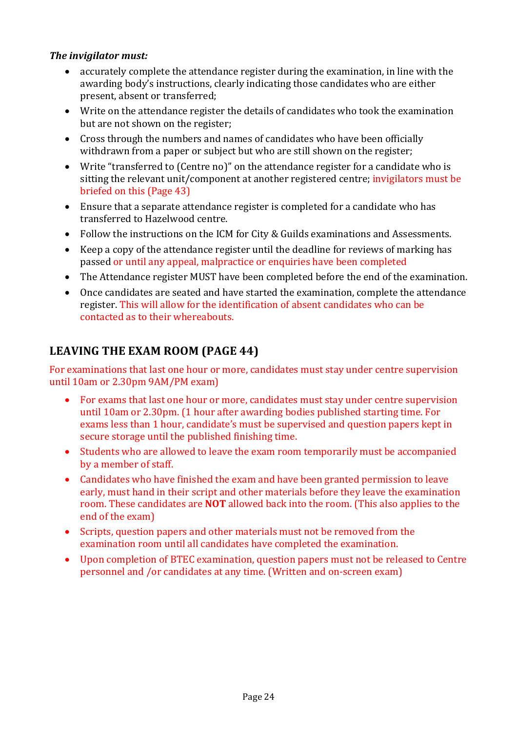***The invigilator must:***

- accurately complete the attendance register during the examination, in line with the awarding body's instructions, clearly indicating those candidates who are either present, absent or transferred;
- Write on the attendance register the details of candidates who took the examination but are not shown on the register;
- Cross through the numbers and names of candidates who have been officially withdrawn from a paper or subject but who are still shown on the register;
- Write "transferred to (Centre no)" on the attendance register for a candidate who is sitting the relevant unit/component at another registered centre; invigilators must be briefed on this (Page 43)
- Ensure that a separate attendance register is completed for a candidate who has transferred to Hazelwood centre.
- Follow the instructions on the ICM for City & Guilds examinations and Assessments.
- Keep a copy of the attendance register until the deadline for reviews of marking has passed or until any appeal, malpractice or enquiries have been completed
- The Attendance register MUST have been completed before the end of the examination.
- Once candidates are seated and have started the examination, complete the attendance register. This will allow for the identification of absent candidates who can be contacted as to their whereabouts.

## LEAVING THE EXAM ROOM (PAGE 44)

For examinations that last one hour or more, candidates must stay under centre supervision until 10am or 2.30pm 9AM/PM exam)

- For exams that last one hour or more, candidates must stay under centre supervision until 10am or 2.30pm. (1 hour after awarding bodies published starting time. For exams less than 1 hour, candidate's must be supervised and question papers kept in secure storage until the published finishing time.
- Students who are allowed to leave the exam room temporarily must be accompanied by a member of staff.
- Candidates who have finished the exam and have been granted permission to leave early, must hand in their script and other materials before they leave the examination room. These candidates are **NOT** allowed back into the room. (This also applies to the end of the exam)
- Scripts, question papers and other materials must not be removed from the examination room until all candidates have completed the examination.
- Upon completion of BTEC examination, question papers must not be released to Centre personnel and /or candidates at any time. (Written and on-screen exam)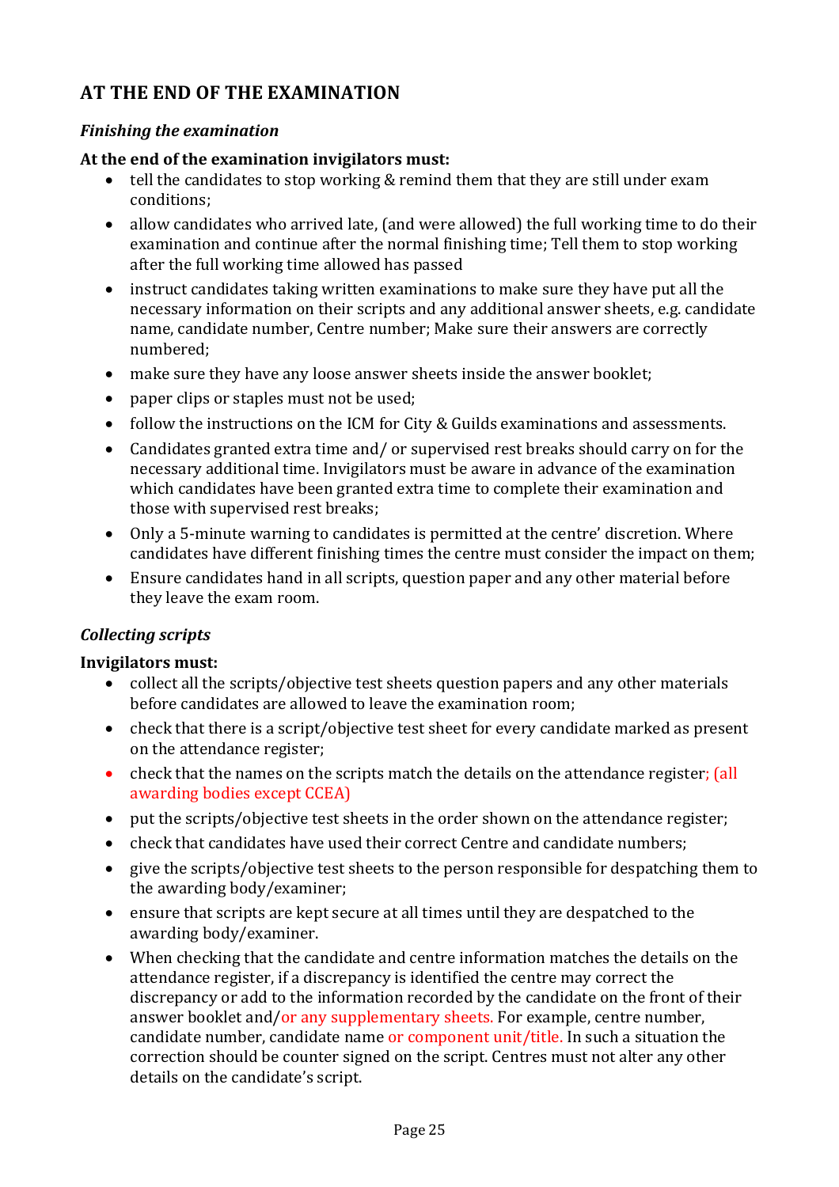## AT THE END OF THE EXAMINATION

### *Finishing the examination*

**At the end of the examination invigilators must:**

- tell the candidates to stop working & remind them that they are still under exam conditions;
- allow candidates who arrived late, (and were allowed) the full working time to do their examination and continue after the normal finishing time; Tell them to stop working after the full working time allowed has passed
- instruct candidates taking written examinations to make sure they have put all the necessary information on their scripts and any additional answer sheets, e.g. candidate name, candidate number, Centre number; Make sure their answers are correctly numbered;
- make sure they have any loose answer sheets inside the answer booklet;
- paper clips or staples must not be used;
- follow the instructions on the ICM for City & Guilds examinations and assessments.
- Candidates granted extra time and/ or supervised rest breaks should carry on for the necessary additional time. Invigilators must be aware in advance of the examination which candidates have been granted extra time to complete their examination and those with supervised rest breaks;
- Only a 5-minute warning to candidates is permitted at the centre' discretion. Where candidates have different finishing times the centre must consider the impact on them;
- Ensure candidates hand in all scripts, question paper and any other material before they leave the exam room.

### *Collecting scripts*

**Invigilators must:**

- collect all the scripts/objective test sheets question papers and any other materials before candidates are allowed to leave the examination room;
- check that there is a script/objective test sheet for every candidate marked as present on the attendance register;
- check that the names on the scripts match the details on the attendance register; (all awarding bodies except CCEA)
- put the scripts/objective test sheets in the order shown on the attendance register;
- check that candidates have used their correct Centre and candidate numbers;
- give the scripts/objective test sheets to the person responsible for despatching them to the awarding body/examiner;
- ensure that scripts are kept secure at all times until they are despatched to the awarding body/examiner.
- When checking that the candidate and centre information matches the details on the attendance register, if a discrepancy is identified the centre may correct the discrepancy or add to the information recorded by the candidate on the front of their answer booklet and/or any supplementary sheets. For example, centre number, candidate number, candidate name or component unit/title. In such a situation the correction should be counter signed on the script. Centres must not alter any other details on the candidate's script.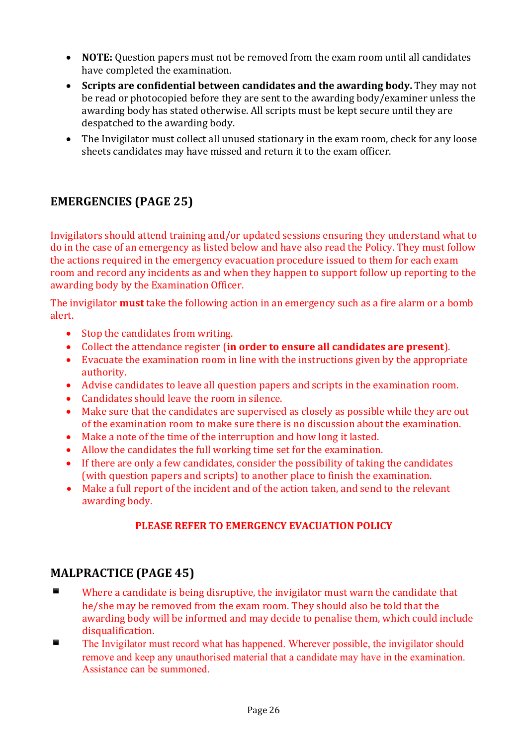- **NOTE:** Question papers must not be removed from the exam room until all candidates have completed the examination.
- **Scripts are confidential between candidates and the awarding body.** They may not be read or photocopied before they are sent to the awarding body/examiner unless the awarding body has stated otherwise. All scripts must be kept secure until they are despatched to the awarding body.
- The Invigilator must collect all unused stationary in the exam room, check for any loose sheets candidates may have missed and return it to the exam officer.

## EMERGENCIES (PAGE 25)

Invigilators should attend training and/or updated sessions ensuring they understand what to do in the case of an emergency as listed below and have also read the Policy. They must follow the actions required in the emergency evacuation procedure issued to them for each exam room and record any incidents as and when they happen to support follow up reporting to the awarding body by the Examination Officer.

The invigilator **must** take the following action in an emergency such as a fire alarm or a bomb alert.

- Stop the candidates from writing.
- Collect the attendance register (**in order to ensure all candidates are present**).
- Evacuate the examination room in line with the instructions given by the appropriate authority.
- Advise candidates to leave all question papers and scripts in the examination room.
- Candidates should leave the room in silence.
- Make sure that the candidates are supervised as closely as possible while they are out of the examination room to make sure there is no discussion about the examination.
- Make a note of the time of the interruption and how long it lasted.
- Allow the candidates the full working time set for the examination.
- If there are only a few candidates, consider the possibility of taking the candidates (with question papers and scripts) to another place to finish the examination.
- Make a full report of the incident and of the action taken, and send to the relevant awarding body.

**PLEASE REFER TO EMERGENCY EVACUATION POLICY**

## MALPRACTICE (PAGE 45)

- Where a candidate is being disruptive, the invigilator must warn the candidate that he/she may be removed from the exam room. They should also be told that the awarding body will be informed and may decide to penalise them, which could include disqualification.
- The Invigilator must record what has happened. Wherever possible, the invigilator should remove and keep any unauthorised material that a candidate may have in the examination. Assistance can be summoned.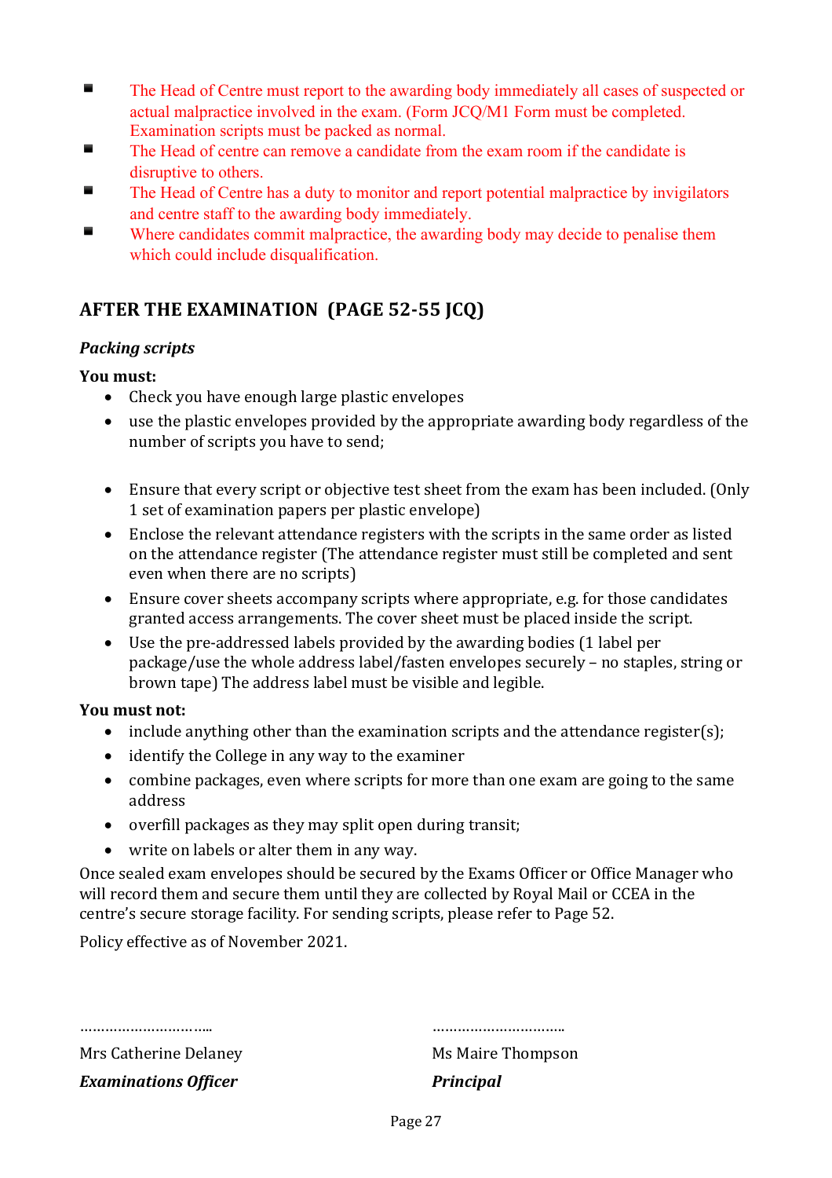- The Head of Centre must report to the awarding body immediately all cases of suspected or actual malpractice involved in the exam. (Form JCQ/M1 Form must be completed. Examination scripts must be packed as normal.
- The Head of centre can remove a candidate from the exam room if the candidate is disruptive to others.
- The Head of Centre has a duty to monitor and report potential malpractice by invigilators and centre staff to the awarding body immediately.
- Where candidates commit malpractice, the awarding body may decide to penalise them which could include disqualification.

## AFTER THE EXAMINATION (PAGE 52-55 JCQ)

### *Packing scripts*

**You must:**

- Check you have enough large plastic envelopes
- use the plastic envelopes provided by the appropriate awarding body regardless of the number of scripts you have to send;
- Ensure that every script or objective test sheet from the exam has been included. (Only 1 set of examination papers per plastic envelope)
- Enclose the relevant attendance registers with the scripts in the same order as listed on the attendance register (The attendance register must still be completed and sent even when there are no scripts)
- Ensure cover sheets accompany scripts where appropriate, e.g. for those candidates granted access arrangements. The cover sheet must be placed inside the script.
- Use the pre-addressed labels provided by the awarding bodies (1 label per package/use the whole address label/fasten envelopes securely – no staples, string or brown tape) The address label must be visible and legible.

**You must not:**

- include anything other than the examination scripts and the attendance register(s);
- identify the College in any way to the examiner
- combine packages, even where scripts for more than one exam are going to the same address
- overfill packages as they may split open during transit;
- write on labels or alter them in any way.

Once sealed exam envelopes should be secured by the Exams Officer or Office Manager who will record them and secure them until they are collected by Royal Mail or CCEA in the centre's secure storage facility. For sending scripts, please refer to Page 52.

Policy effective as of November 2021.

………………………..

Mrs Catherine Delaney

***Examinations Officer***

………………………..

Ms Maire Thompson

***Principal***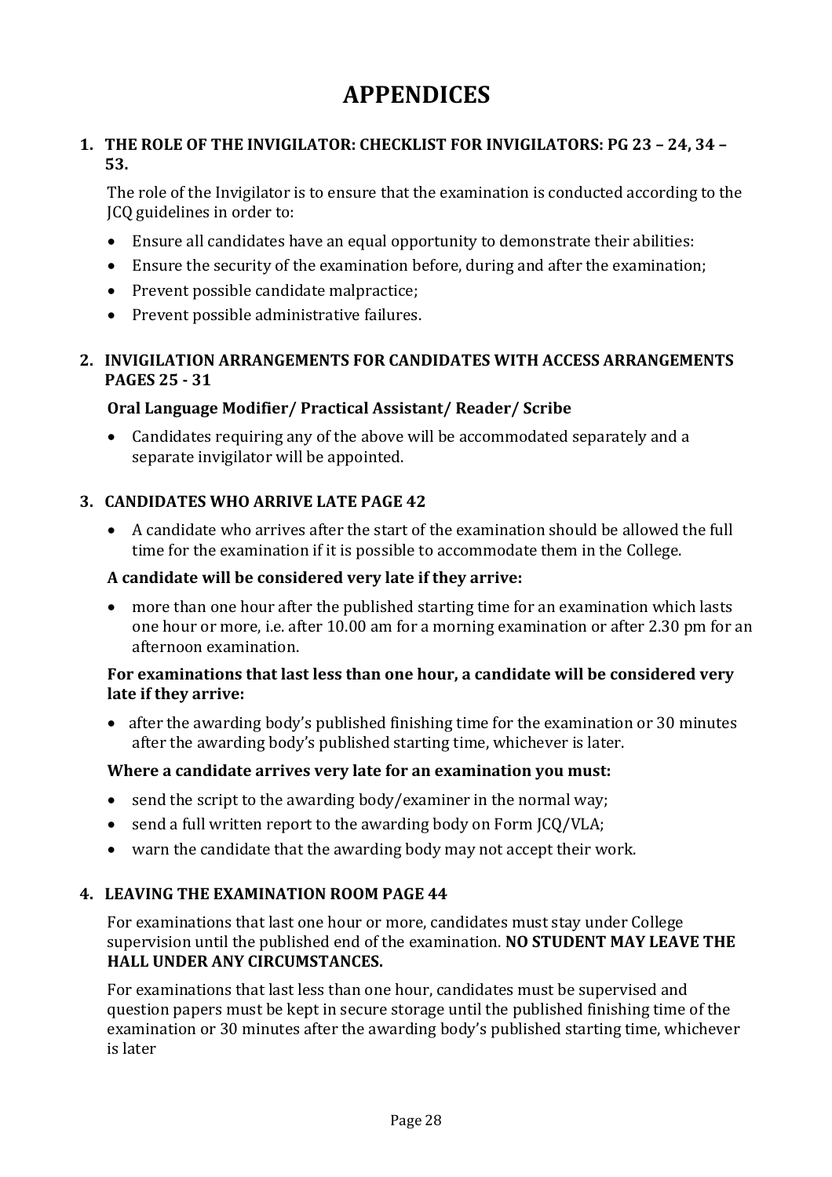# APPENDICES

## 1. THE ROLE OF THE INVIGILATOR: CHECKLIST FOR INVIGILATORS: PG 23 – 24, 34 – 53.

The role of the Invigilator is to ensure that the examination is conducted according to the JCQ guidelines in order to:

- Ensure all candidates have an equal opportunity to demonstrate their abilities:
- Ensure the security of the examination before, during and after the examination;
- Prevent possible candidate malpractice;
- Prevent possible administrative failures.

## 2. INVIGILATION ARRANGEMENTS FOR CANDIDATES WITH ACCESS ARRANGEMENTS PAGES 25 - 31

### Oral Language Modifier/ Practical Assistant/ Reader/ Scribe

- Candidates requiring any of the above will be accommodated separately and a separate invigilator will be appointed.

## 3. CANDIDATES WHO ARRIVE LATE PAGE 42

- A candidate who arrives after the start of the examination should be allowed the full time for the examination if it is possible to accommodate them in the College.

**A candidate will be considered very late if they arrive:**

- more than one hour after the published starting time for an examination which lasts one hour or more, i.e. after 10.00 am for a morning examination or after 2.30 pm for an afternoon examination.

**For examinations that last less than one hour, a candidate will be considered very late if they arrive:**

- after the awarding body's published finishing time for the examination or 30 minutes after the awarding body's published starting time, whichever is later.

**Where a candidate arrives very late for an examination you must:**

- send the script to the awarding body/examiner in the normal way;
- send a full written report to the awarding body on Form JCQ/VLA;
- warn the candidate that the awarding body may not accept their work.

## 4. LEAVING THE EXAMINATION ROOM PAGE 44

For examinations that last one hour or more, candidates must stay under College supervision until the published end of the examination. **NO STUDENT MAY LEAVE THE HALL UNDER ANY CIRCUMSTANCES.**

For examinations that last less than one hour, candidates must be supervised and question papers must be kept in secure storage until the published finishing time of the examination or 30 minutes after the awarding body's published starting time, whichever is later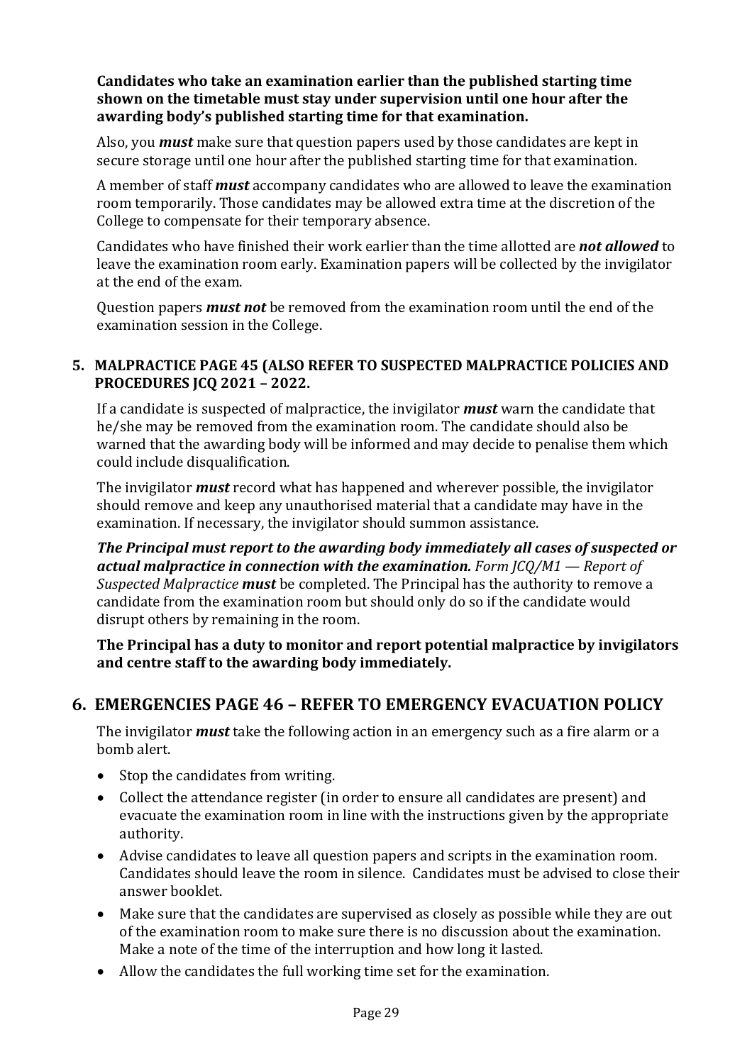**Candidates who take an examination earlier than the published starting time shown on the timetable must stay under supervision until one hour after the awarding body's published starting time for that examination.**

Also, you ***must*** make sure that question papers used by those candidates are kept in secure storage until one hour after the published starting time for that examination.

A member of staff ***must*** accompany candidates who are allowed to leave the examination room temporarily. Those candidates may be allowed extra time at the discretion of the College to compensate for their temporary absence.

Candidates who have finished their work earlier than the time allotted are ***not allowed*** to leave the examination room early. Examination papers will be collected by the invigilator at the end of the exam.

Question papers ***must not*** be removed from the examination room until the end of the examination session in the College.

### 5. MALPRACTICE PAGE 45 (ALSO REFER TO SUSPECTED MALPRACTICE POLICIES AND PROCEDURES JCQ 2021 – 2022.

If a candidate is suspected of malpractice, the invigilator ***must*** warn the candidate that he/she may be removed from the examination room. The candidate should also be warned that the awarding body will be informed and may decide to penalise them which could include disqualification.

The invigilator ***must*** record what has happened and wherever possible, the invigilator should remove and keep any unauthorised material that a candidate may have in the examination. If necessary, the invigilator should summon assistance.

***The Principal must report to the awarding body immediately all cases of suspected or actual malpractice in connection with the examination.*** *Form JCQ/M1 — Report of Suspected Malpractice* ***must*** be completed. The Principal has the authority to remove a candidate from the examination room but should only do so if the candidate would disrupt others by remaining in the room.

**The Principal has a duty to monitor and report potential malpractice by invigilators and centre staff to the awarding body immediately.**

## 6. EMERGENCIES PAGE 46 – REFER TO EMERGENCY EVACUATION POLICY

The invigilator ***must*** take the following action in an emergency such as a fire alarm or a bomb alert.

- Stop the candidates from writing.
- Collect the attendance register (in order to ensure all candidates are present) and evacuate the examination room in line with the instructions given by the appropriate authority.
- Advise candidates to leave all question papers and scripts in the examination room. Candidates should leave the room in silence. Candidates must be advised to close their answer booklet.
- Make sure that the candidates are supervised as closely as possible while they are out of the examination room to make sure there is no discussion about the examination. Make a note of the time of the interruption and how long it lasted.
- Allow the candidates the full working time set for the examination.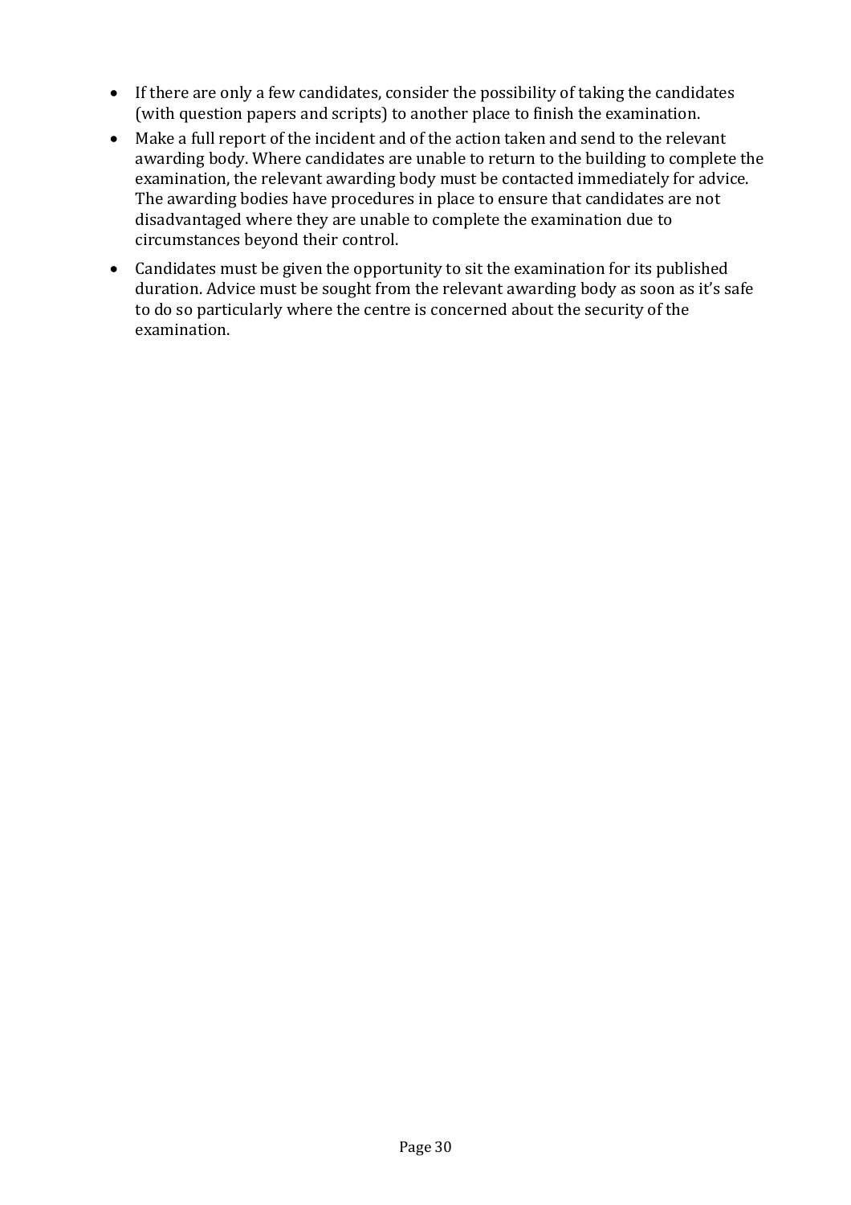- If there are only a few candidates, consider the possibility of taking the candidates (with question papers and scripts) to another place to finish the examination.
- Make a full report of the incident and of the action taken and send to the relevant awarding body. Where candidates are unable to return to the building to complete the examination, the relevant awarding body must be contacted immediately for advice. The awarding bodies have procedures in place to ensure that candidates are not disadvantaged where they are unable to complete the examination due to circumstances beyond their control.
- Candidates must be given the opportunity to sit the examination for its published duration. Advice must be sought from the relevant awarding body as soon as it's safe to do so particularly where the centre is concerned about the security of the examination.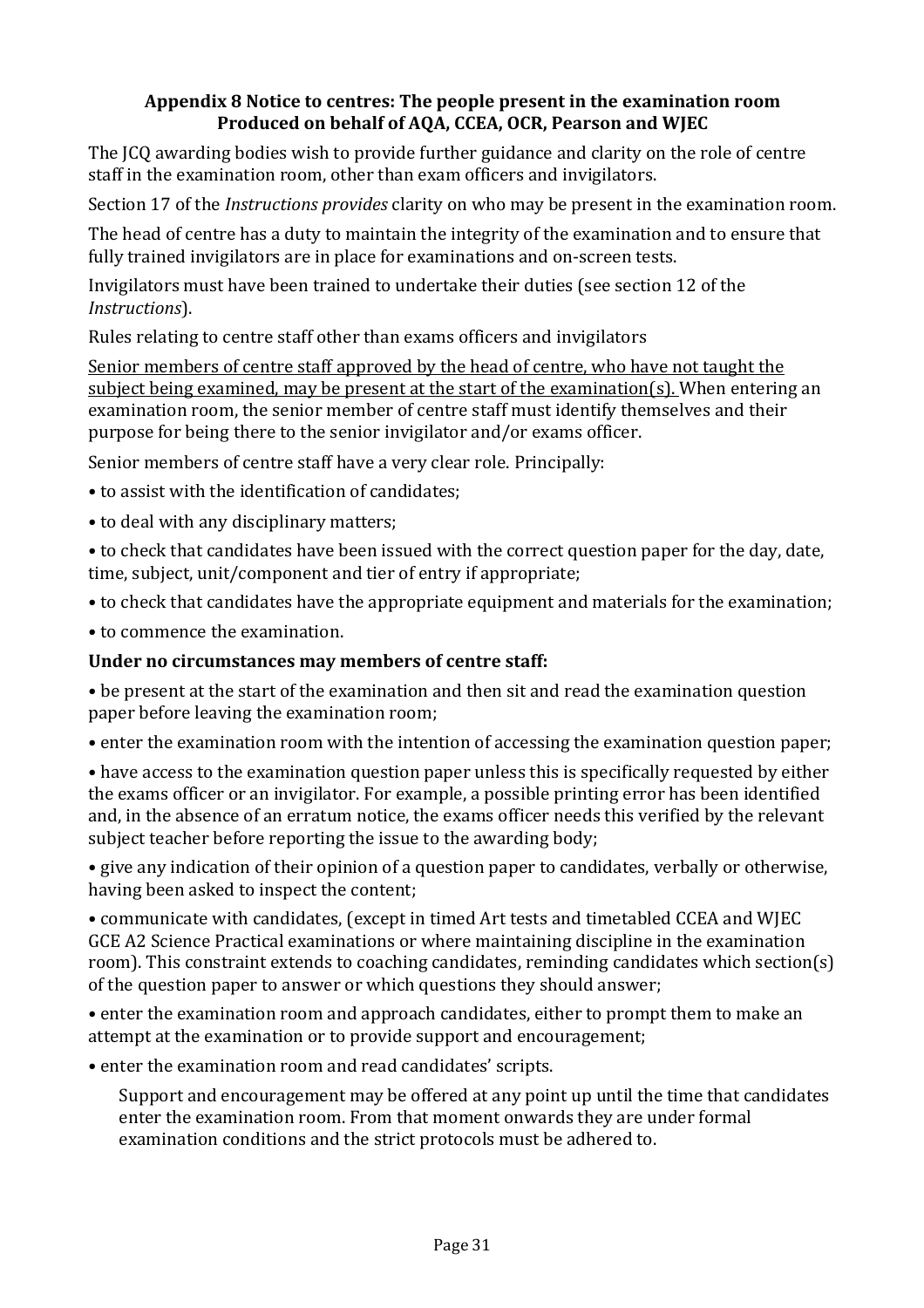**Appendix 8 Notice to centres: The people present in the examination room Produced on behalf of AQA, CCEA, OCR, Pearson and WJEC**

The JCQ awarding bodies wish to provide further guidance and clarity on the role of centre staff in the examination room, other than exam officers and invigilators.

Section 17 of the *Instructions provides* clarity on who may be present in the examination room.

The head of centre has a duty to maintain the integrity of the examination and to ensure that fully trained invigilators are in place for examinations and on-screen tests.

Invigilators must have been trained to undertake their duties (see section 12 of the *Instructions*).

Rules relating to centre staff other than exams officers and invigilators

<u>Senior members of centre staff approved by the head of centre, who have not taught the subject being examined, may be present at the start of the examination(s).</u> When entering an examination room, the senior member of centre staff must identify themselves and their purpose for being there to the senior invigilator and/or exams officer.

Senior members of centre staff have a very clear role. Principally:

- to assist with the identification of candidates;
- to deal with any disciplinary matters;
- to check that candidates have been issued with the correct question paper for the day, date, time, subject, unit/component and tier of entry if appropriate;
- to check that candidates have the appropriate equipment and materials for the examination;
- to commence the examination.

**Under no circumstances may members of centre staff:**

- be present at the start of the examination and then sit and read the examination question paper before leaving the examination room;
- enter the examination room with the intention of accessing the examination question paper;
- have access to the examination question paper unless this is specifically requested by either the exams officer or an invigilator. For example, a possible printing error has been identified and, in the absence of an erratum notice, the exams officer needs this verified by the relevant subject teacher before reporting the issue to the awarding body;
- give any indication of their opinion of a question paper to candidates, verbally or otherwise, having been asked to inspect the content;
- communicate with candidates, (except in timed Art tests and timetabled CCEA and WJEC GCE A2 Science Practical examinations or where maintaining discipline in the examination room). This constraint extends to coaching candidates, reminding candidates which section(s) of the question paper to answer or which questions they should answer;
- enter the examination room and approach candidates, either to prompt them to make an attempt at the examination or to provide support and encouragement;
- enter the examination room and read candidates' scripts.

Support and encouragement may be offered at any point up until the time that candidates enter the examination room. From that moment onwards they are under formal examination conditions and the strict protocols must be adhered to.